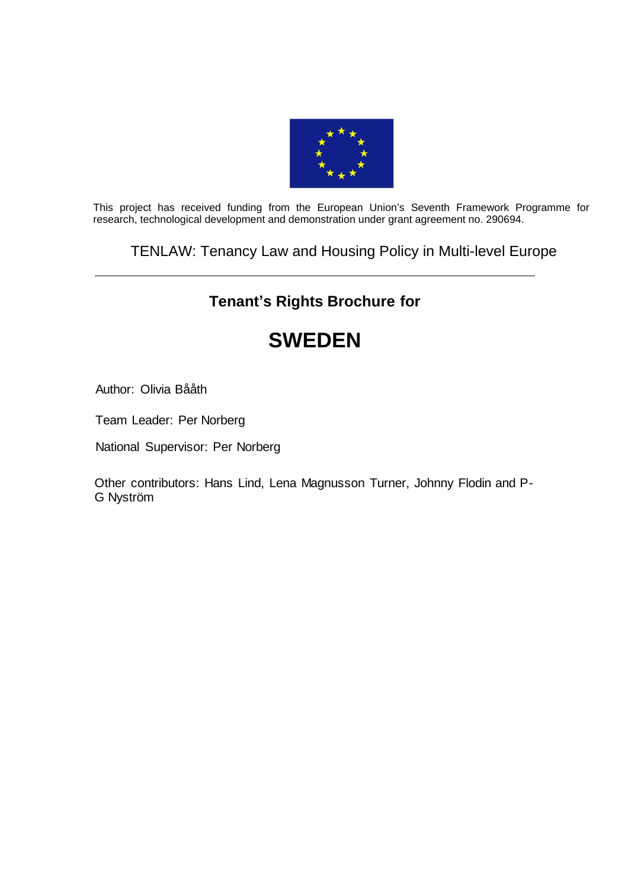This project has received funding from the European Union's Seventh Framework Programme for research, technological development and demonstration under grant agreement no. 290694.

TENLAW: Tenancy Law and Housing Policy in Multi-level Europe

---

**Tenant's Rights Brochure for**

# SWEDEN

Author: Olivia Bååth

Team Leader: Per Norberg

National Supervisor: Per Norberg

Other contributors: Hans Lind, Lena Magnusson Turner, Johnny Flodin and P-G Nyström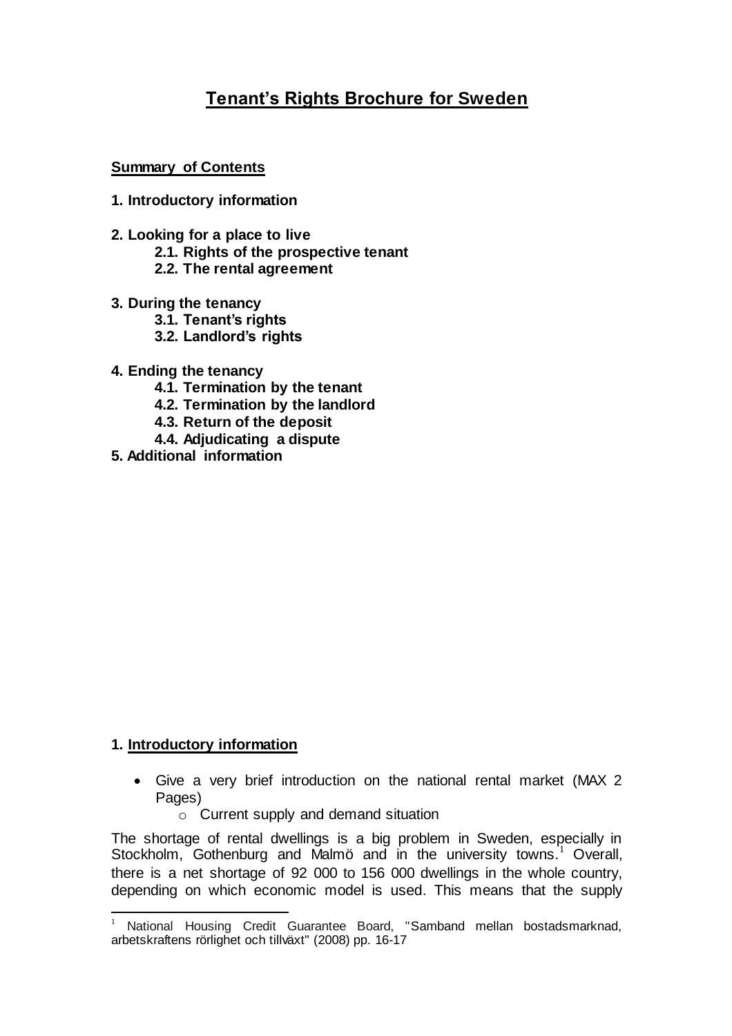# Tenant's Rights Brochure for Sweden

**Summary of Contents**

**1. Introductory information**

**2. Looking for a place to live**
- **2.1. Rights of the prospective tenant**
- **2.2. The rental agreement**

**3. During the tenancy**
- **3.1. Tenant's rights**
- **3.2. Landlord's rights**

**4. Ending the tenancy**
- **4.1. Termination by the tenant**
- **4.2. Termination by the landlord**
- **4.3. Return of the deposit**
- **4.4. Adjudicating a dispute**

**5. Additional information**

## 1. Introductory information

- Give a very brief introduction on the national rental market (MAX 2 Pages)
  - Current supply and demand situation

The shortage of rental dwellings is a big problem in Sweden, especially in Stockholm, Gothenburg and Malmö and in the university towns.[1] Overall, there is a net shortage of 92 000 to 156 000 dwellings in the whole country, depending on which economic model is used. This means that the supply

[1] National Housing Credit Guarantee Board, "Samband mellan bostadsmarknad, arbetskraftens rörlighet och tillväxt" (2008) pp. 16-17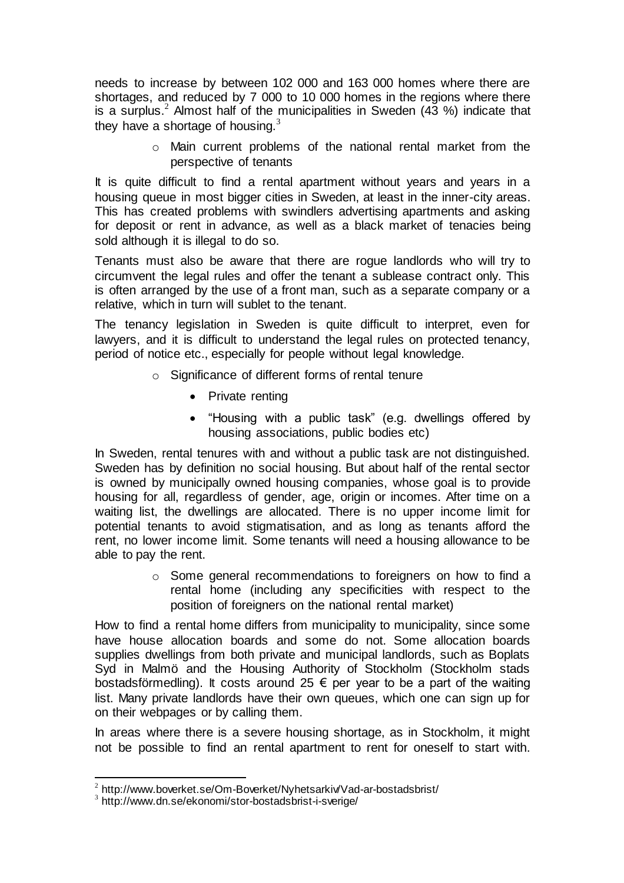needs to increase by between 102 000 and 163 000 homes where there are shortages, and reduced by 7 000 to 10 000 homes in the regions where there is a surplus.[2] Almost half of the municipalities in Sweden (43 %) indicate that they have a shortage of housing.[3]

- Main current problems of the national rental market from the perspective of tenants

It is quite difficult to find a rental apartment without years and years in a housing queue in most bigger cities in Sweden, at least in the inner-city areas. This has created problems with swindlers advertising apartments and asking for deposit or rent in advance, as well as a black market of tenacies being sold although it is illegal to do so.

Tenants must also be aware that there are rogue landlords who will try to circumvent the legal rules and offer the tenant a sublease contract only. This is often arranged by the use of a front man, such as a separate company or a relative, which in turn will sublet to the tenant.

The tenancy legislation in Sweden is quite difficult to interpret, even for lawyers, and it is difficult to understand the legal rules on protected tenancy, period of notice etc., especially for people without legal knowledge.

- Significance of different forms of rental tenure
  - Private renting
  - "Housing with a public task" (e.g. dwellings offered by housing associations, public bodies etc)

In Sweden, rental tenures with and without a public task are not distinguished. Sweden has by definition no social housing. But about half of the rental sector is owned by municipally owned housing companies, whose goal is to provide housing for all, regardless of gender, age, origin or incomes. After time on a waiting list, the dwellings are allocated. There is no upper income limit for potential tenants to avoid stigmatisation, and as long as tenants afford the rent, no lower income limit. Some tenants will need a housing allowance to be able to pay the rent.

- Some general recommendations to foreigners on how to find a rental home (including any specificities with respect to the position of foreigners on the national rental market)

How to find a rental home differs from municipality to municipality, since some have house allocation boards and some do not. Some allocation boards supplies dwellings from both private and municipal landlords, such as Boplats Syd in Malmö and the Housing Authority of Stockholm (Stockholm stads bostadsförmedling). It costs around 25 € per year to be a part of the waiting list. Many private landlords have their own queues, which one can sign up for on their webpages or by calling them.

In areas where there is a severe housing shortage, as in Stockholm, it might not be possible to find an rental apartment to rent for oneself to start with.

---

[2] http://www.boverket.se/Om-Boverket/Nyhetsarkiv/Vad-ar-bostadsbrist/

[3] http://www.dn.se/ekonomi/stor-bostadsbrist-i-sverige/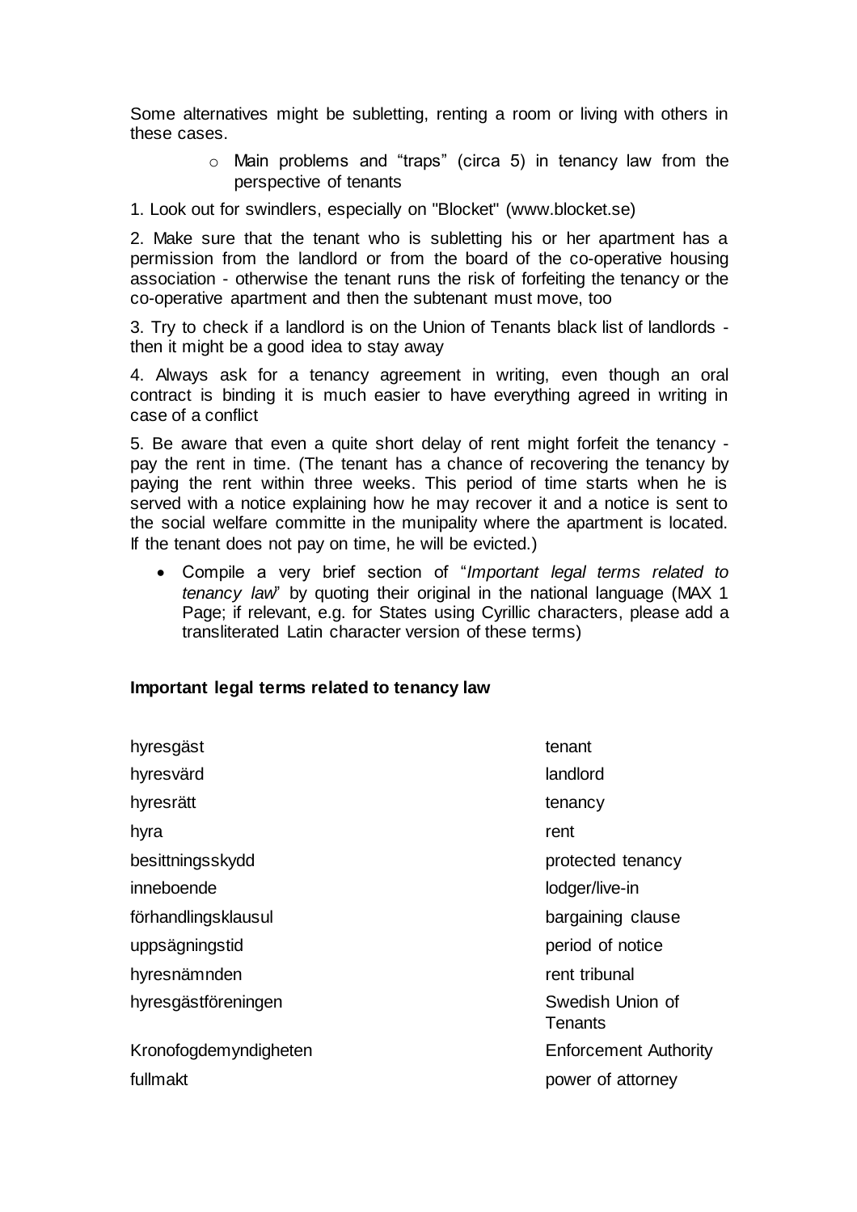Some alternatives might be subletting, renting a room or living with others in these cases.

- Main problems and “traps” (circa 5) in tenancy law from the perspective of tenants

1. Look out for swindlers, especially on "Blocket" (www.blocket.se)

2. Make sure that the tenant who is subletting his or her apartment has a permission from the landlord or from the board of the co-operative housing association - otherwise the tenant runs the risk of forfeiting the tenancy or the co-operative apartment and then the subtenant must move, too

3. Try to check if a landlord is on the Union of Tenants black list of landlords - then it might be a good idea to stay away

4. Always ask for a tenancy agreement in writing, even though an oral contract is binding it is much easier to have everything agreed in writing in case of a conflict

5. Be aware that even a quite short delay of rent might forfeit the tenancy - pay the rent in time. (The tenant has a chance of recovering the tenancy by paying the rent within three weeks. This period of time starts when he is served with a notice explaining how he may recover it and a notice is sent to the social welfare committe in the munipality where the apartment is located. If the tenant does not pay on time, he will be evicted.)

- Compile a very brief section of “*Important legal terms related to tenancy law*” by quoting their original in the national language (MAX 1 Page; if relevant, e.g. for States using Cyrillic characters, please add a transliterated Latin character version of these terms)

**Important legal terms related to tenancy law**

| | |
|---|---|
| hyresgäst | tenant |
| hyresvärd | landlord |
| hyresrätt | tenancy |
| hyra | rent |
| besittningsskydd | protected tenancy |
| inneboende | lodger/live-in |
| förhandlingsklausul | bargaining clause |
| uppsägningstid | period of notice |
| hyresnämnden | rent tribunal |
| hyresgästföreningen | Swedish Union of Tenants |
| Kronofogdemyndigheten | Enforcement Authority |
| fullmakt | power of attorney |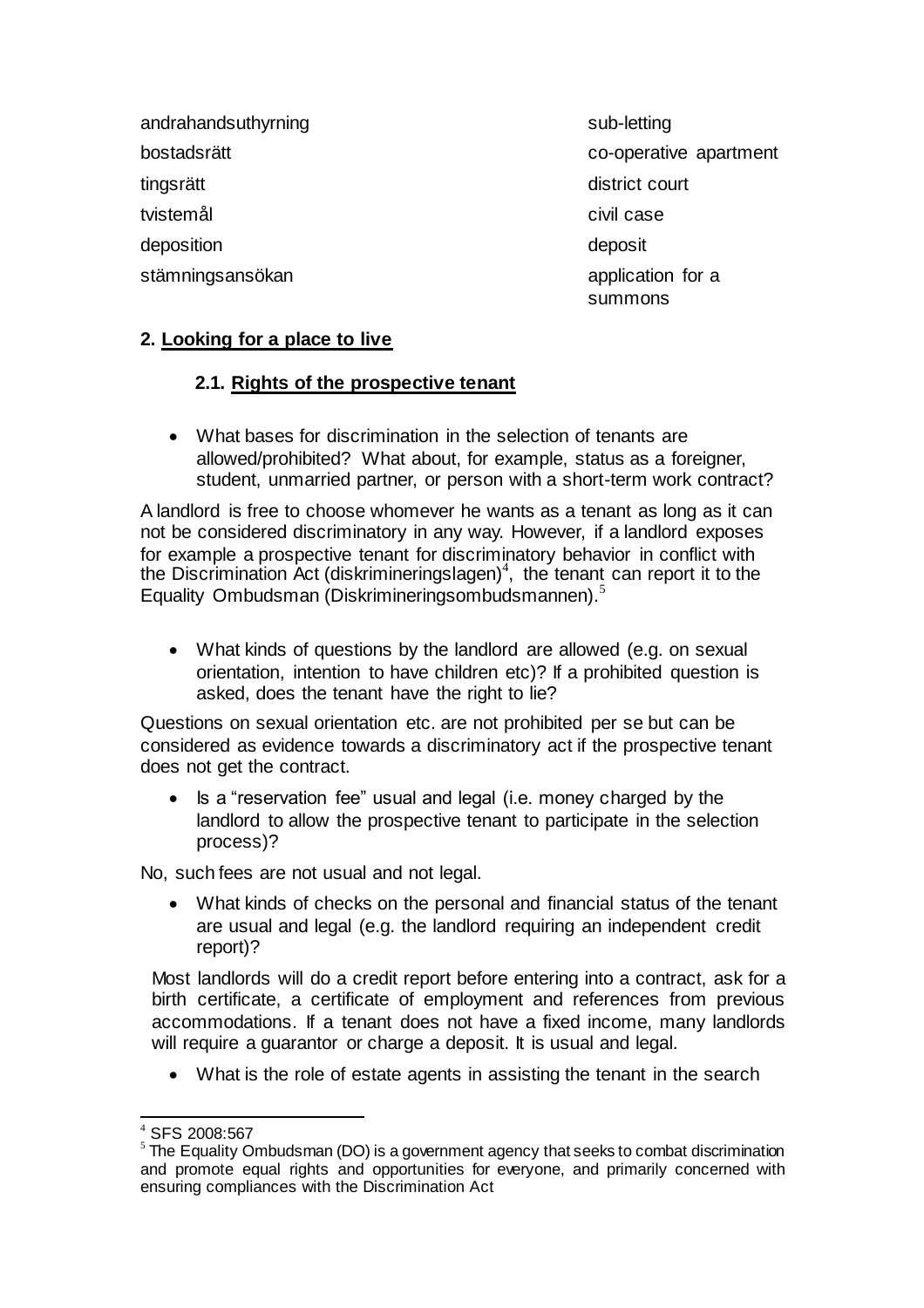| | |
|---|---|
| andrahandsuthyrning | sub-letting |
| bostadsrätt | co-operative apartment |
| tingsrätt | district court |
| tvistemål | civil case |
| deposition | deposit |
| stämningsansökan | application for a summons |

## 2. Looking for a place to live

### 2.1. Rights of the prospective tenant

- What bases for discrimination in the selection of tenants are allowed/prohibited? What about, for example, status as a foreigner, student, unmarried partner, or person with a short-term work contract?

A landlord is free to choose whomever he wants as a tenant as long as it can not be considered discriminatory in any way. However, if a landlord exposes for example a prospective tenant for discriminatory behavior in conflict with the Discrimination Act (diskrimineringslagen)[4], the tenant can report it to the Equality Ombudsman (Diskrimineringsombudsmannen).[5]

- What kinds of questions by the landlord are allowed (e.g. on sexual orientation, intention to have children etc)? If a prohibited question is asked, does the tenant have the right to lie?

Questions on sexual orientation etc. are not prohibited per se but can be considered as evidence towards a discriminatory act if the prospective tenant does not get the contract.

- Is a "reservation fee" usual and legal (i.e. money charged by the landlord to allow the prospective tenant to participate in the selection process)?

No, such fees are not usual and not legal.

- What kinds of checks on the personal and financial status of the tenant are usual and legal (e.g. the landlord requiring an independent credit report)?

Most landlords will do a credit report before entering into a contract, ask for a birth certificate, a certificate of employment and references from previous accommodations. If a tenant does not have a fixed income, many landlords will require a guarantor or charge a deposit. It is usual and legal.

- What is the role of estate agents in assisting the tenant in the search

[4] SFS 2008:567

[5] The Equality Ombudsman (DO) is a government agency that seeks to combat discrimination and promote equal rights and opportunities for everyone, and primarily concerned with ensuring compliances with the Discrimination Act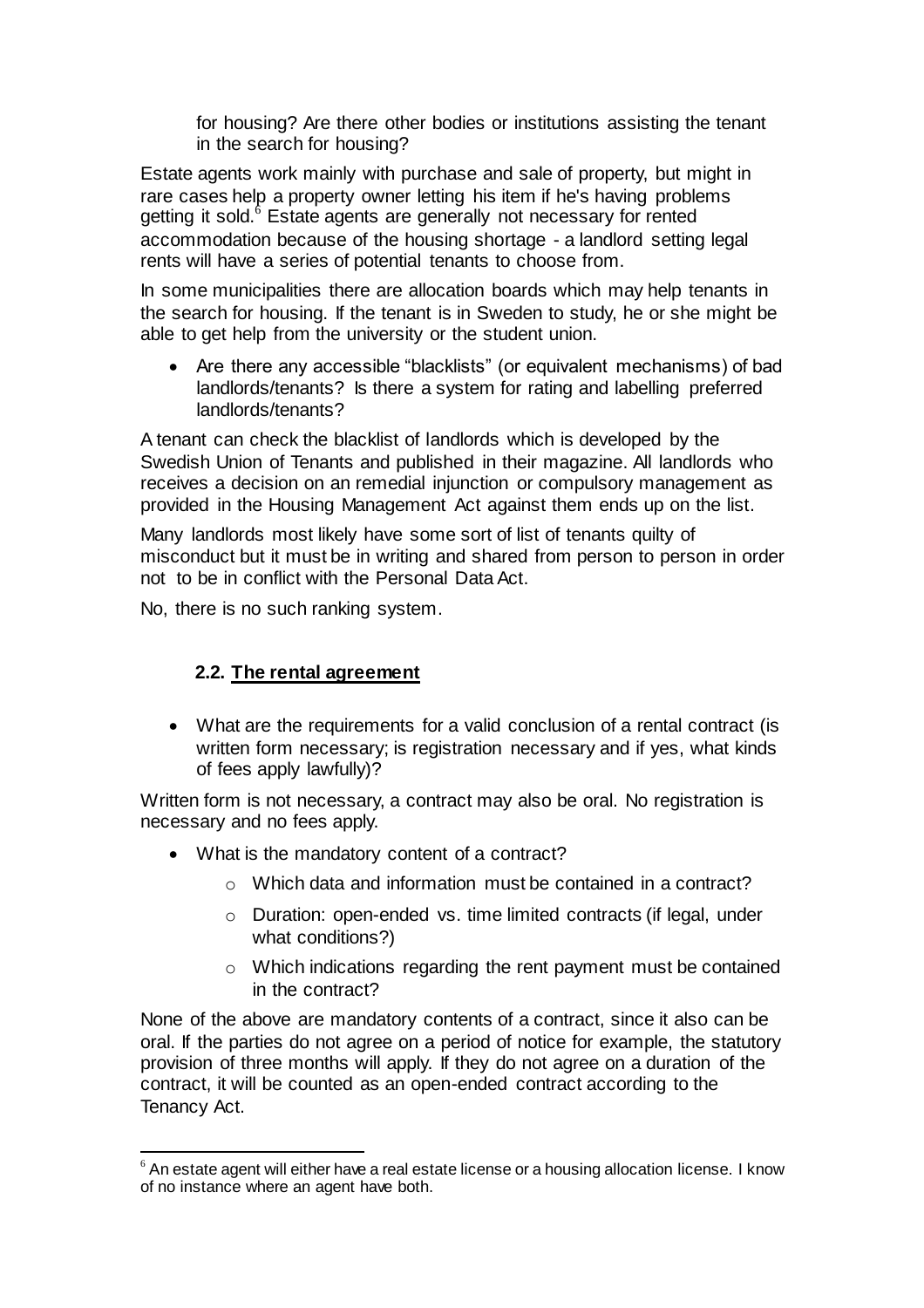for housing? Are there other bodies or institutions assisting the tenant in the search for housing?

Estate agents work mainly with purchase and sale of property, but might in rare cases help a property owner letting his item if he's having problems getting it sold.[6] Estate agents are generally not necessary for rented accommodation because of the housing shortage - a landlord setting legal rents will have a series of potential tenants to choose from.

In some municipalities there are allocation boards which may help tenants in the search for housing. If the tenant is in Sweden to study, he or she might be able to get help from the university or the student union.

- Are there any accessible "blacklists" (or equivalent mechanisms) of bad landlords/tenants? Is there a system for rating and labelling preferred landlords/tenants?

A tenant can check the blacklist of landlords which is developed by the Swedish Union of Tenants and published in their magazine. All landlords who receives a decision on an remedial injunction or compulsory management as provided in the Housing Management Act against them ends up on the list.

Many landlords most likely have some sort of list of tenants quilty of misconduct but it must be in writing and shared from person to person in order not to be in conflict with the Personal Data Act.

No, there is no such ranking system.

### 2.2. The rental agreement

- What are the requirements for a valid conclusion of a rental contract (is written form necessary; is registration necessary and if yes, what kinds of fees apply lawfully)?

Written form is not necessary, a contract may also be oral. No registration is necessary and no fees apply.

- What is the mandatory content of a contract?
    - Which data and information must be contained in a contract?
    - Duration: open-ended vs. time limited contracts (if legal, under what conditions?)
    - Which indications regarding the rent payment must be contained in the contract?

None of the above are mandatory contents of a contract, since it also can be oral. If the parties do not agree on a period of notice for example, the statutory provision of three months will apply. If they do not agree on a duration of the contract, it will be counted as an open-ended contract according to the Tenancy Act.

[6] An estate agent will either have a real estate license or a housing allocation license. I know of no instance where an agent have both.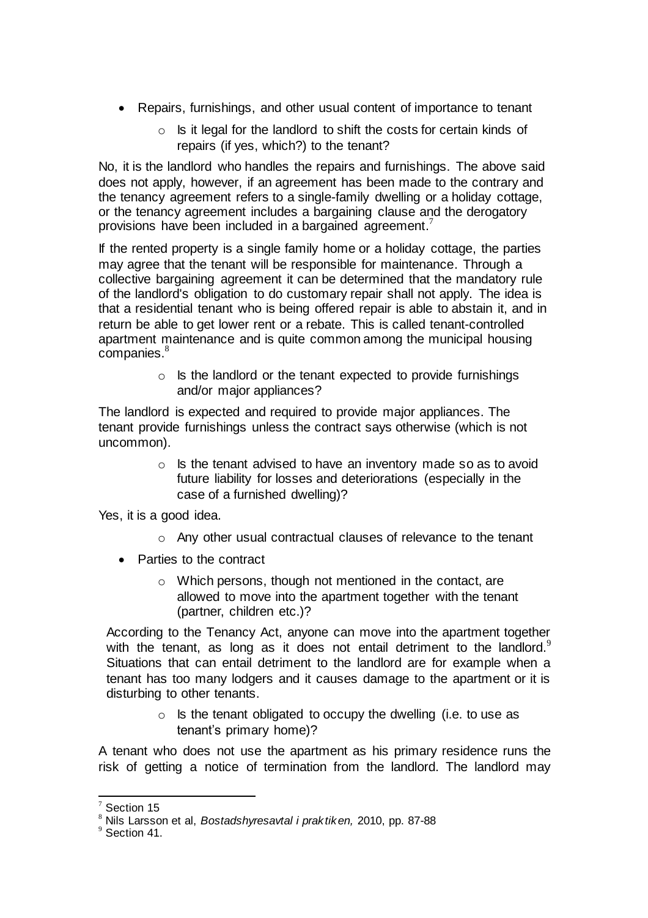- Repairs, furnishings, and other usual content of importance to tenant
  - Is it legal for the landlord to shift the costs for certain kinds of repairs (if yes, which?) to the tenant?

No, it is the landlord who handles the repairs and furnishings. The above said does not apply, however, if an agreement has been made to the contrary and the tenancy agreement refers to a single-family dwelling or a holiday cottage, or the tenancy agreement includes a bargaining clause and the derogatory provisions have been included in a bargained agreement.[7]

If the rented property is a single family home or a holiday cottage, the parties may agree that the tenant will be responsible for maintenance. Through a collective bargaining agreement it can be determined that the mandatory rule of the landlord's obligation to do customary repair shall not apply. The idea is that a residential tenant who is being offered repair is able to abstain it, and in return be able to get lower rent or a rebate. This is called tenant-controlled apartment maintenance and is quite common among the municipal housing companies.[8]

  - Is the landlord or the tenant expected to provide furnishings and/or major appliances?

The landlord is expected and required to provide major appliances. The tenant provide furnishings unless the contract says otherwise (which is not uncommon).

  - Is the tenant advised to have an inventory made so as to avoid future liability for losses and deteriorations (especially in the case of a furnished dwelling)?

Yes, it is a good idea.

  - Any other usual contractual clauses of relevance to the tenant

- Parties to the contract
  - Which persons, though not mentioned in the contact, are allowed to move into the apartment together with the tenant (partner, children etc.)?

According to the Tenancy Act, anyone can move into the apartment together with the tenant, as long as it does not entail detriment to the landlord.[9] Situations that can entail detriment to the landlord are for example when a tenant has too many lodgers and it causes damage to the apartment or it is disturbing to other tenants.

  - Is the tenant obligated to occupy the dwelling (i.e. to use as tenant's primary home)?

A tenant who does not use the apartment as his primary residence runs the risk of getting a notice of termination from the landlord. The landlord may

---

[7] Section 15

[8] Nils Larsson et al, *Bostadshyresavtal i praktiken,* 2010, pp. 87-88

[9] Section 41.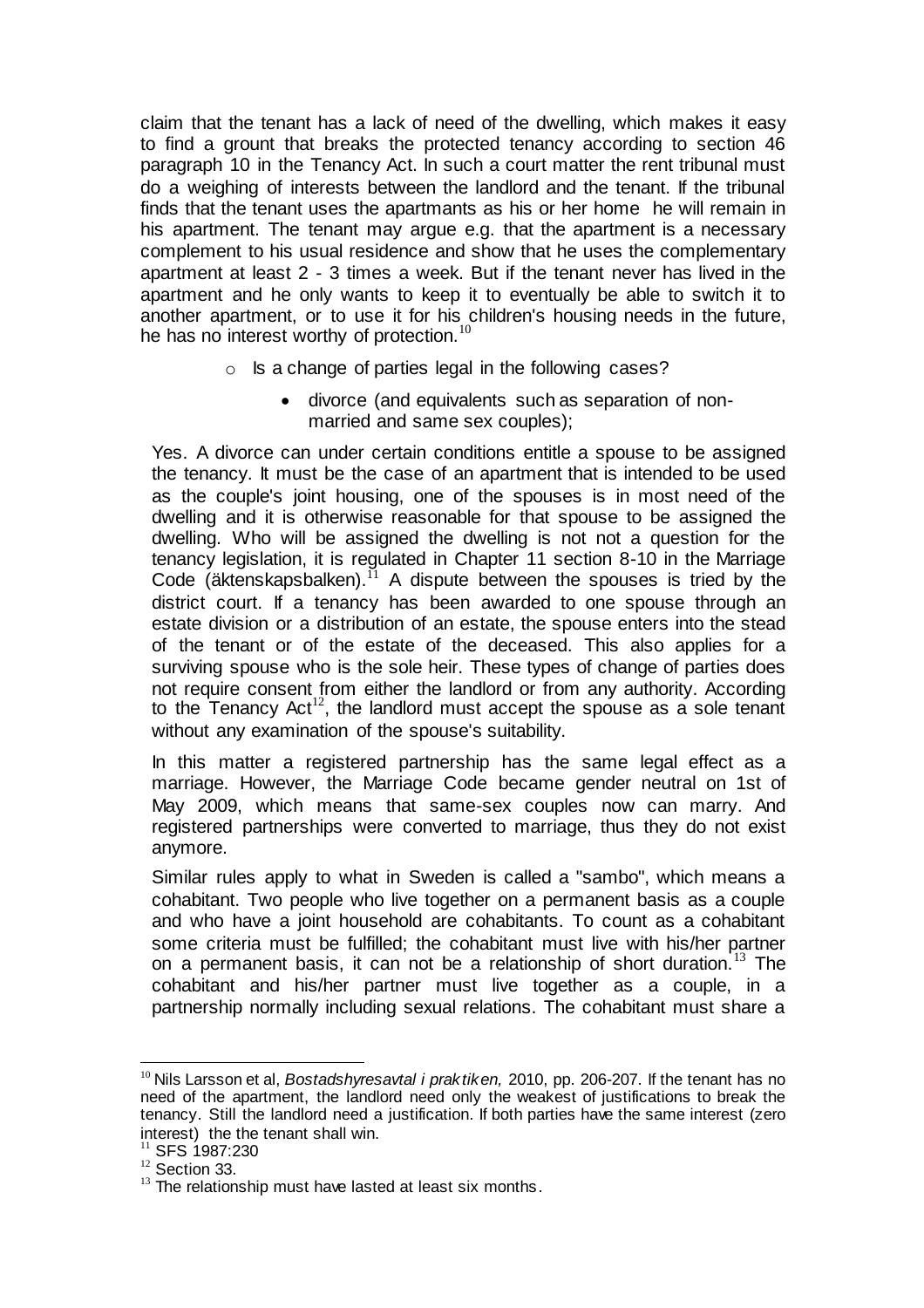claim that the tenant has a lack of need of the dwelling, which makes it easy to find a grount that breaks the protected tenancy according to section 46 paragraph 10 in the Tenancy Act. In such a court matter the rent tribunal must do a weighing of interests between the landlord and the tenant. If the tribunal finds that the tenant uses the apartmants as his or her home he will remain in his apartment. The tenant may argue e.g. that the apartment is a necessary complement to his usual residence and show that he uses the complementary apartment at least 2 - 3 times a week. But if the tenant never has lived in the apartment and he only wants to keep it to eventually be able to switch it to another apartment, or to use it for his children's housing needs in the future, he has no interest worthy of protection.[10]

- Is a change of parties legal in the following cases?
  - divorce (and equivalents such as separation of non-married and same sex couples);

Yes. A divorce can under certain conditions entitle a spouse to be assigned the tenancy. It must be the case of an apartment that is intended to be used as the couple's joint housing, one of the spouses is in most need of the dwelling and it is otherwise reasonable for that spouse to be assigned the dwelling. Who will be assigned the dwelling is not not a question for the tenancy legislation, it is regulated in Chapter 11 section 8-10 in the Marriage Code (äktenskapsbalken).[11] A dispute between the spouses is tried by the district court. If a tenancy has been awarded to one spouse through an estate division or a distribution of an estate, the spouse enters into the stead of the tenant or of the estate of the deceased. This also applies for a surviving spouse who is the sole heir. These types of change of parties does not require consent from either the landlord or from any authority. According to the Tenancy Act[12], the landlord must accept the spouse as a sole tenant without any examination of the spouse's suitability.

In this matter a registered partnership has the same legal effect as a marriage. However, the Marriage Code became gender neutral on 1st of May 2009, which means that same-sex couples now can marry. And registered partnerships were converted to marriage, thus they do not exist anymore.

Similar rules apply to what in Sweden is called a "sambo", which means a cohabitant. Two people who live together on a permanent basis as a couple and who have a joint household are cohabitants. To count as a cohabitant some criteria must be fulfilled; the cohabitant must live with his/her partner on a permanent basis, it can not be a relationship of short duration.[13] The cohabitant and his/her partner must live together as a couple, in a partnership normally including sexual relations. The cohabitant must share a

---

[10] Nils Larsson et al, *Bostadshyresavtal i praktiken,* 2010, pp. 206-207. If the tenant has no need of the apartment, the landlord need only the weakest of justifications to break the tenancy. Still the landlord need a justification. If both parties have the same interest (zero interest) the the tenant shall win.

[11] SFS 1987:230

[12] Section 33.

[13] The relationship must have lasted at least six months.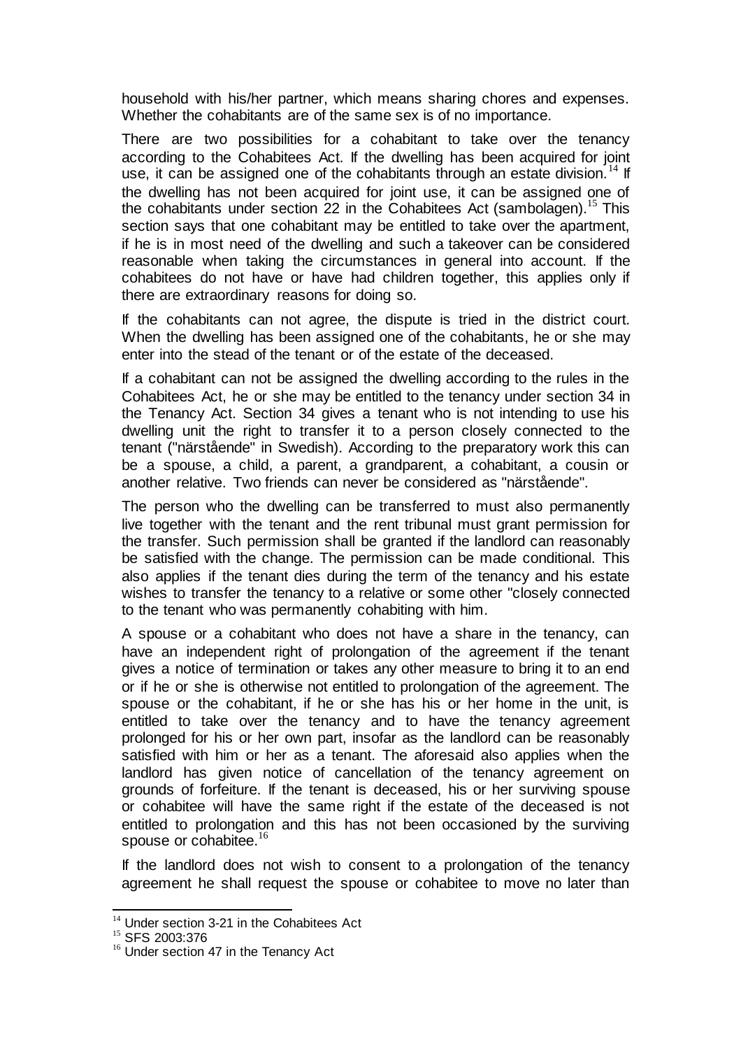household with his/her partner, which means sharing chores and expenses. Whether the cohabitants are of the same sex is of no importance.

There are two possibilities for a cohabitant to take over the tenancy according to the Cohabitees Act. If the dwelling has been acquired for joint use, it can be assigned one of the cohabitants through an estate division.[14] If the dwelling has not been acquired for joint use, it can be assigned one of the cohabitants under section 22 in the Cohabitees Act (sambolagen).[15] This section says that one cohabitant may be entitled to take over the apartment, if he is in most need of the dwelling and such a takeover can be considered reasonable when taking the circumstances in general into account. If the cohabitees do not have or have had children together, this applies only if there are extraordinary reasons for doing so.

If the cohabitants can not agree, the dispute is tried in the district court. When the dwelling has been assigned one of the cohabitants, he or she may enter into the stead of the tenant or of the estate of the deceased.

If a cohabitant can not be assigned the dwelling according to the rules in the Cohabitees Act, he or she may be entitled to the tenancy under section 34 in the Tenancy Act. Section 34 gives a tenant who is not intending to use his dwelling unit the right to transfer it to a person closely connected to the tenant ("närstående" in Swedish). According to the preparatory work this can be a spouse, a child, a parent, a grandparent, a cohabitant, a cousin or another relative. Two friends can never be considered as "närstående".

The person who the dwelling can be transferred to must also permanently live together with the tenant and the rent tribunal must grant permission for the transfer. Such permission shall be granted if the landlord can reasonably be satisfied with the change. The permission can be made conditional. This also applies if the tenant dies during the term of the tenancy and his estate wishes to transfer the tenancy to a relative or some other "closely connected to the tenant who was permanently cohabiting with him.

A spouse or a cohabitant who does not have a share in the tenancy, can have an independent right of prolongation of the agreement if the tenant gives a notice of termination or takes any other measure to bring it to an end or if he or she is otherwise not entitled to prolongation of the agreement. The spouse or the cohabitant, if he or she has his or her home in the unit, is entitled to take over the tenancy and to have the tenancy agreement prolonged for his or her own part, insofar as the landlord can be reasonably satisfied with him or her as a tenant. The aforesaid also applies when the landlord has given notice of cancellation of the tenancy agreement on grounds of forfeiture. If the tenant is deceased, his or her surviving spouse or cohabitee will have the same right if the estate of the deceased is not entitled to prolongation and this has not been occasioned by the surviving spouse or cohabitee.[16]

If the landlord does not wish to consent to a prolongation of the tenancy agreement he shall request the spouse or cohabitee to move no later than

[14] Under section 3-21 in the Cohabitees Act

[15] SFS 2003:376

[16] Under section 47 in the Tenancy Act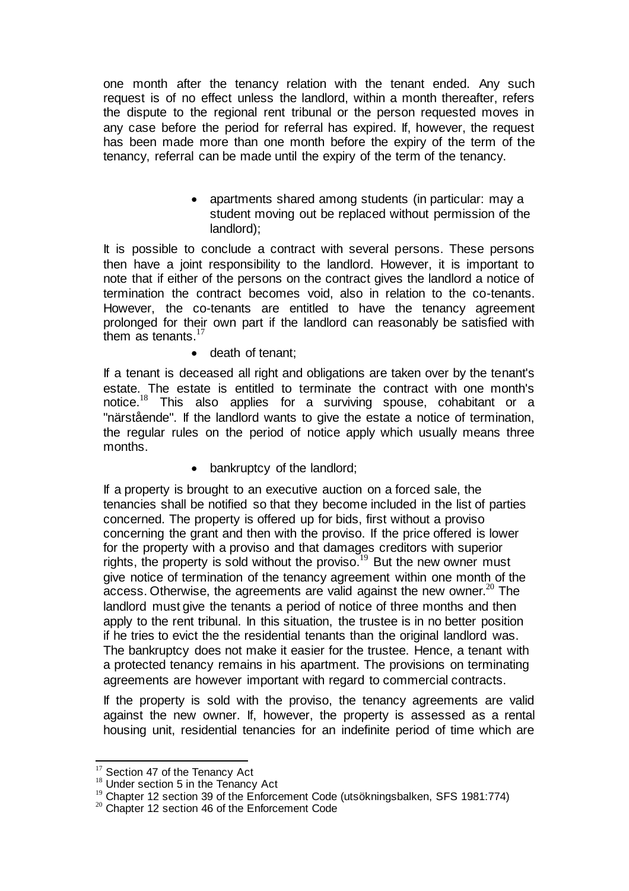one month after the tenancy relation with the tenant ended. Any such request is of no effect unless the landlord, within a month thereafter, refers the dispute to the regional rent tribunal or the person requested moves in any case before the period for referral has expired. If, however, the request has been made more than one month before the expiry of the term of the tenancy, referral can be made until the expiry of the term of the tenancy.

- apartments shared among students (in particular: may a student moving out be replaced without permission of the landlord);

It is possible to conclude a contract with several persons. These persons then have a joint responsibility to the landlord. However, it is important to note that if either of the persons on the contract gives the landlord a notice of termination the contract becomes void, also in relation to the co-tenants. However, the co-tenants are entitled to have the tenancy agreement prolonged for their own part if the landlord can reasonably be satisfied with them as tenants.[17]

- death of tenant;

If a tenant is deceased all right and obligations are taken over by the tenant's estate. The estate is entitled to terminate the contract with one month's notice.[18] This also applies for a surviving spouse, cohabitant or a "närstående". If the landlord wants to give the estate a notice of termination, the regular rules on the period of notice apply which usually means three months.

- bankruptcy of the landlord;

If a property is brought to an executive auction on a forced sale, the tenancies shall be notified so that they become included in the list of parties concerned. The property is offered up for bids, first without a proviso concerning the grant and then with the proviso. If the price offered is lower for the property with a proviso and that damages creditors with superior rights, the property is sold without the proviso.[19] But the new owner must give notice of termination of the tenancy agreement within one month of the access. Otherwise, the agreements are valid against the new owner.[20] The landlord must give the tenants a period of notice of three months and then apply to the rent tribunal. In this situation, the trustee is in no better position if he tries to evict the the residential tenants than the original landlord was. The bankruptcy does not make it easier for the trustee. Hence, a tenant with a protected tenancy remains in his apartment. The provisions on terminating agreements are however important with regard to commercial contracts.

If the property is sold with the proviso, the tenancy agreements are valid against the new owner. If, however, the property is assessed as a rental housing unit, residential tenancies for an indefinite period of time which are

[17] Section 47 of the Tenancy Act

[18] Under section 5 in the Tenancy Act

[19] Chapter 12 section 39 of the Enforcement Code (utsökningsbalken, SFS 1981:774)

[20] Chapter 12 section 46 of the Enforcement Code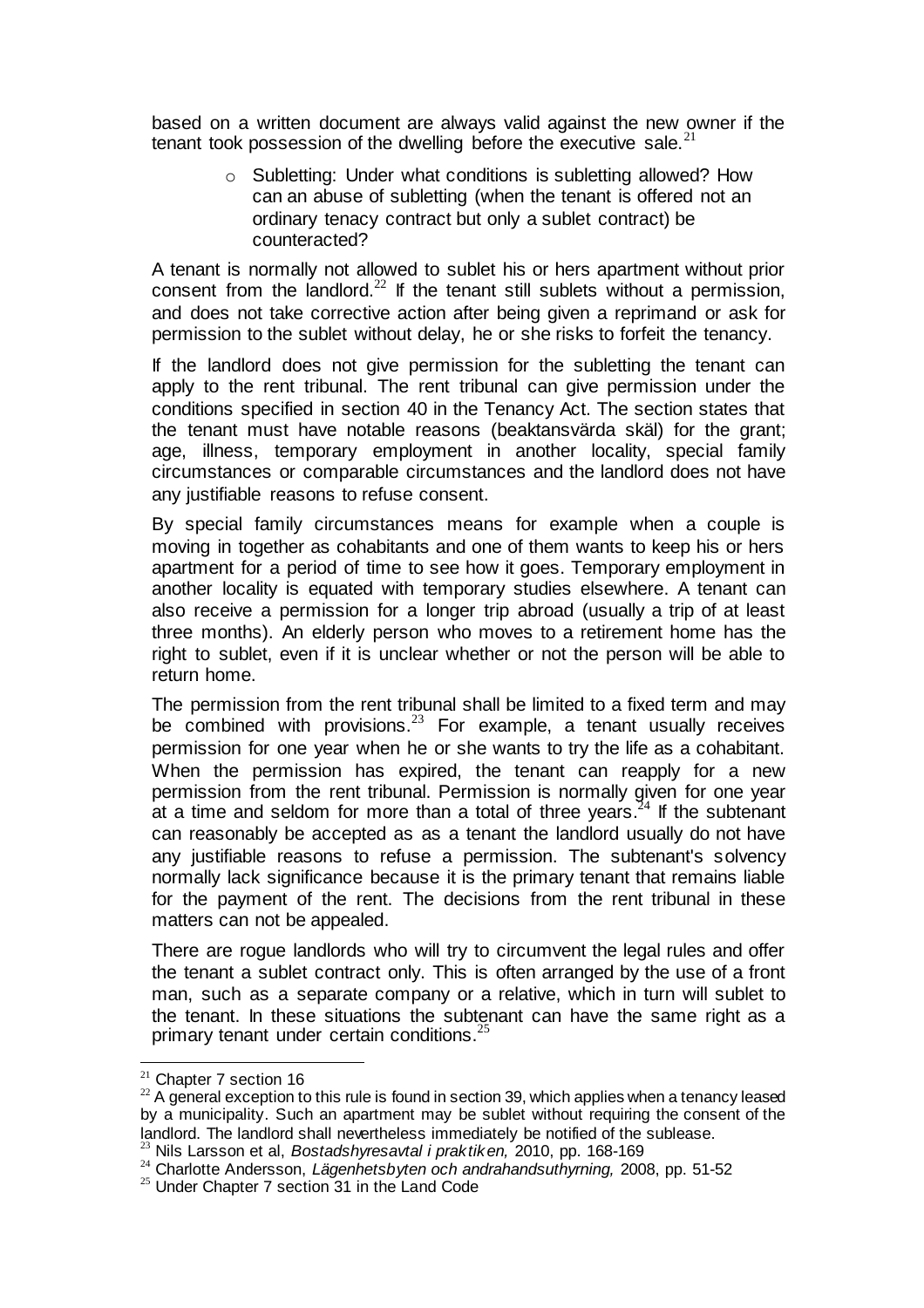based on a written document are always valid against the new owner if the tenant took possession of the dwelling before the executive sale.[21]

- Subletting: Under what conditions is subletting allowed? How can an abuse of subletting (when the tenant is offered not an ordinary tenacy contract but only a sublet contract) be counteracted?

A tenant is normally not allowed to sublet his or hers apartment without prior consent from the landlord.[22] If the tenant still sublets without a permission, and does not take corrective action after being given a reprimand or ask for permission to the sublet without delay, he or she risks to forfeit the tenancy.

If the landlord does not give permission for the subletting the tenant can apply to the rent tribunal. The rent tribunal can give permission under the conditions specified in section 40 in the Tenancy Act. The section states that the tenant must have notable reasons (beaktansvärda skäl) for the grant; age, illness, temporary employment in another locality, special family circumstances or comparable circumstances and the landlord does not have any justifiable reasons to refuse consent.

By special family circumstances means for example when a couple is moving in together as cohabitants and one of them wants to keep his or hers apartment for a period of time to see how it goes. Temporary employment in another locality is equated with temporary studies elsewhere. A tenant can also receive a permission for a longer trip abroad (usually a trip of at least three months). An elderly person who moves to a retirement home has the right to sublet, even if it is unclear whether or not the person will be able to return home.

The permission from the rent tribunal shall be limited to a fixed term and may be combined with provisions.[23] For example, a tenant usually receives permission for one year when he or she wants to try the life as a cohabitant. When the permission has expired, the tenant can reapply for a new permission from the rent tribunal. Permission is normally given for one year at a time and seldom for more than a total of three years.[24] If the subtenant can reasonably be accepted as as a tenant the landlord usually do not have any justifiable reasons to refuse a permission. The subtenant's solvency normally lack significance because it is the primary tenant that remains liable for the payment of the rent. The decisions from the rent tribunal in these matters can not be appealed.

There are rogue landlords who will try to circumvent the legal rules and offer the tenant a sublet contract only. This is often arranged by the use of a front man, such as a separate company or a relative, which in turn will sublet to the tenant. In these situations the subtenant can have the same right as a primary tenant under certain conditions.[25]

---

[21] Chapter 7 section 16

[22] A general exception to this rule is found in section 39, which applies when a tenancy leased by a municipality. Such an apartment may be sublet without requiring the consent of the landlord. The landlord shall nevertheless immediately be notified of the sublease.

[23] Nils Larsson et al, *Bostadshyresavtal i praktiken,* 2010, pp. 168-169

[24] Charlotte Andersson, *Lägenhetsbyten och andrahandsuthyrning,* 2008, pp. 51-52

[25] Under Chapter 7 section 31 in the Land Code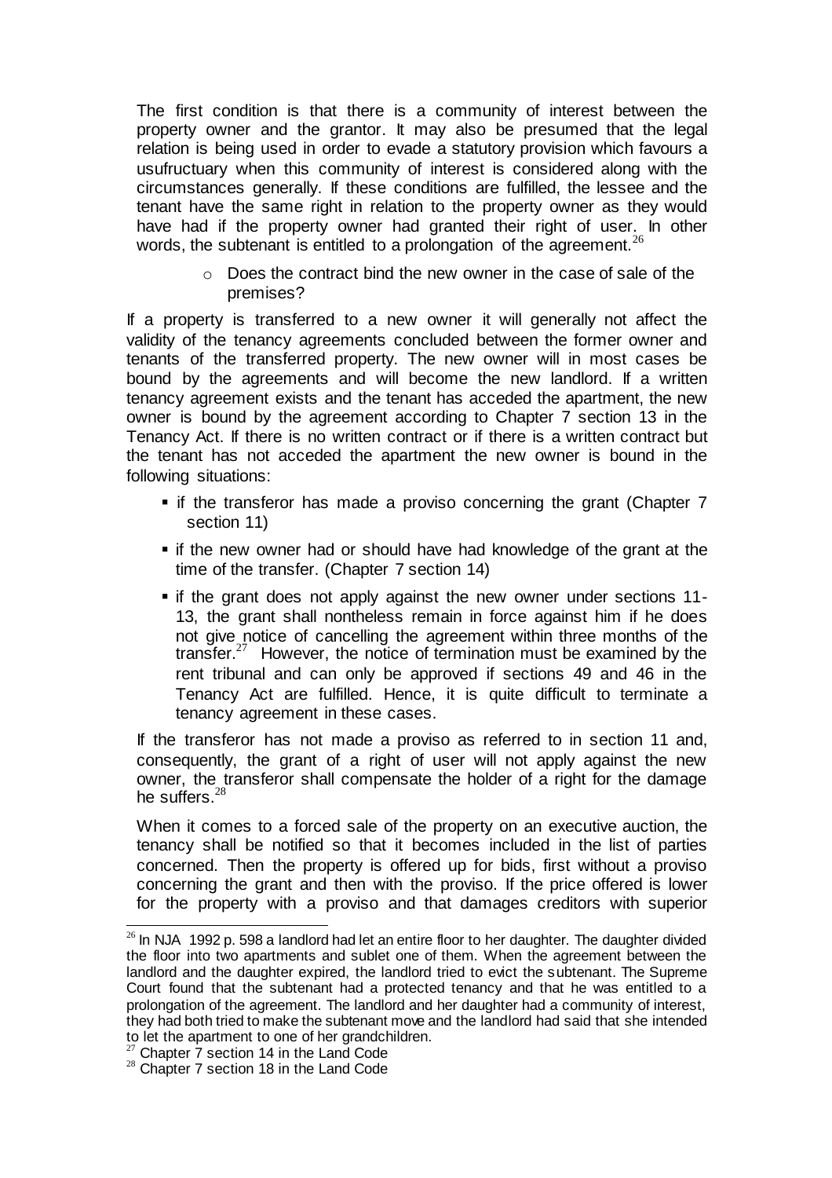The first condition is that there is a community of interest between the property owner and the grantor. It may also be presumed that the legal relation is being used in order to evade a statutory provision which favours a usufructuary when this community of interest is considered along with the circumstances generally. If these conditions are fulfilled, the lessee and the tenant have the same right in relation to the property owner as they would have had if the property owner had granted their right of user. In other words, the subtenant is entitled to a prolongation of the agreement.[26]

- Does the contract bind the new owner in the case of sale of the premises?

If a property is transferred to a new owner it will generally not affect the validity of the tenancy agreements concluded between the former owner and tenants of the transferred property. The new owner will in most cases be bound by the agreements and will become the new landlord. If a written tenancy agreement exists and the tenant has acceded the apartment, the new owner is bound by the agreement according to Chapter 7 section 13 in the Tenancy Act. If there is no written contract or if there is a written contract but the tenant has not acceded the apartment the new owner is bound in the following situations:

- if the transferor has made a proviso concerning the grant (Chapter 7 section 11)
- if the new owner had or should have had knowledge of the grant at the time of the transfer. (Chapter 7 section 14)
- if the grant does not apply against the new owner under sections 11-13, the grant shall nontheless remain in force against him if he does not give notice of cancelling the agreement within three months of the transfer.[27] However, the notice of termination must be examined by the rent tribunal and can only be approved if sections 49 and 46 in the Tenancy Act are fulfilled. Hence, it is quite difficult to terminate a tenancy agreement in these cases.

If the transferor has not made a proviso as referred to in section 11 and, consequently, the grant of a right of user will not apply against the new owner, the transferor shall compensate the holder of a right for the damage he suffers.[28]

When it comes to a forced sale of the property on an executive auction, the tenancy shall be notified so that it becomes included in the list of parties concerned. Then the property is offered up for bids, first without a proviso concerning the grant and then with the proviso. If the price offered is lower for the property with a proviso and that damages creditors with superior

[26] In NJA 1992 p. 598 a landlord had let an entire floor to her daughter. The daughter divided the floor into two apartments and sublet one of them. When the agreement between the landlord and the daughter expired, the landlord tried to evict the subtenant. The Supreme Court found that the subtenant had a protected tenancy and that he was entitled to a prolongation of the agreement. The landlord and her daughter had a community of interest, they had both tried to make the subtenant move and the landlord had said that she intended to let the apartment to one of her grandchildren.

[27] Chapter 7 section 14 in the Land Code

[28] Chapter 7 section 18 in the Land Code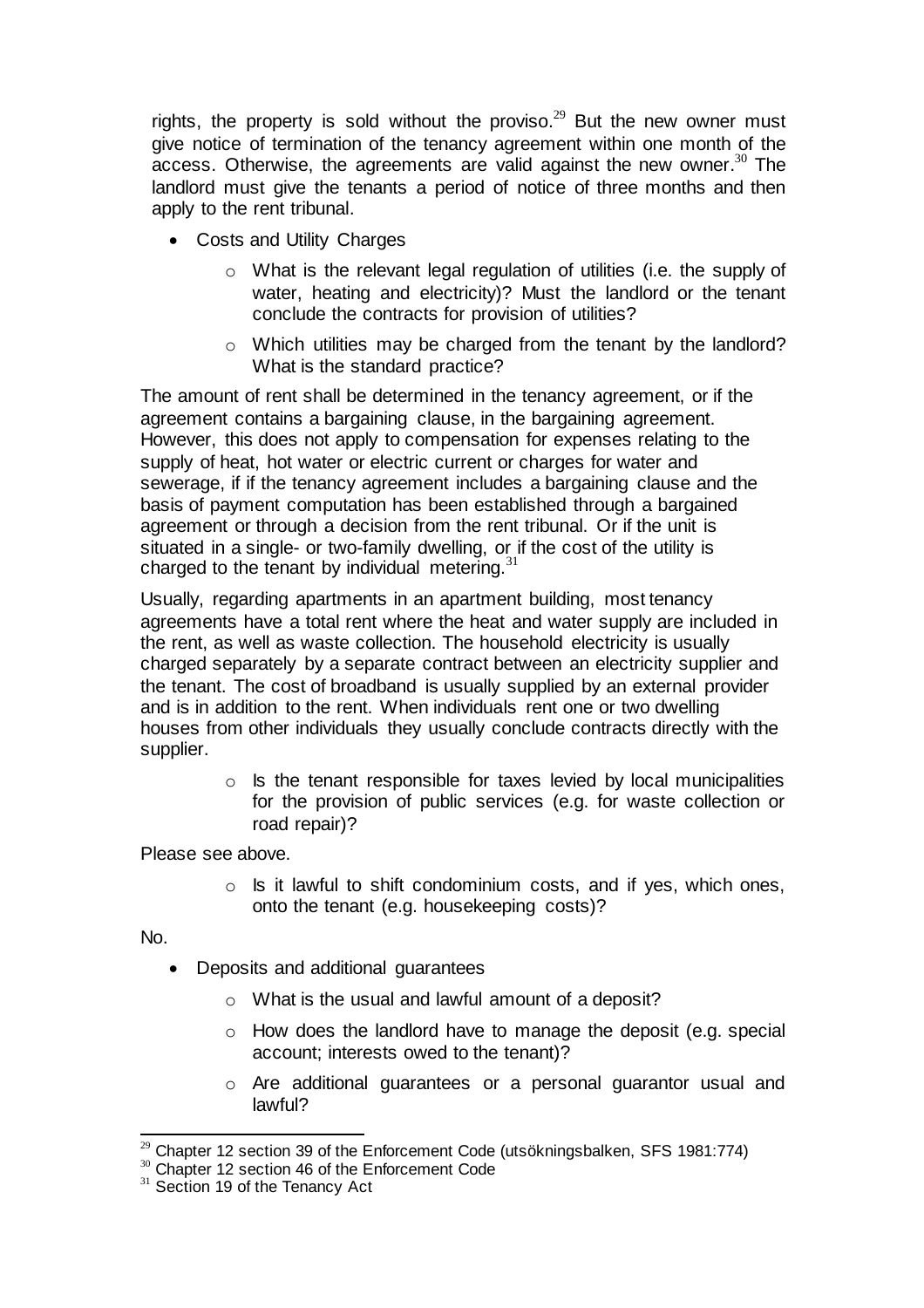rights, the property is sold without the proviso.[29] But the new owner must give notice of termination of the tenancy agreement within one month of the access. Otherwise, the agreements are valid against the new owner.[30] The landlord must give the tenants a period of notice of three months and then apply to the rent tribunal.

- Costs and Utility Charges
  - What is the relevant legal regulation of utilities (i.e. the supply of water, heating and electricity)? Must the landlord or the tenant conclude the contracts for provision of utilities?
  - Which utilities may be charged from the tenant by the landlord? What is the standard practice?

The amount of rent shall be determined in the tenancy agreement, or if the agreement contains a bargaining clause, in the bargaining agreement. However, this does not apply to compensation for expenses relating to the supply of heat, hot water or electric current or charges for water and sewerage, if if the tenancy agreement includes a bargaining clause and the basis of payment computation has been established through a bargained agreement or through a decision from the rent tribunal. Or if the unit is situated in a single- or two-family dwelling, or if the cost of the utility is charged to the tenant by individual metering.[31]

Usually, regarding apartments in an apartment building, most tenancy agreements have a total rent where the heat and water supply are included in the rent, as well as waste collection. The household electricity is usually charged separately by a separate contract between an electricity supplier and the tenant. The cost of broadband is usually supplied by an external provider and is in addition to the rent. When individuals rent one or two dwelling houses from other individuals they usually conclude contracts directly with the supplier.

- Is the tenant responsible for taxes levied by local municipalities for the provision of public services (e.g. for waste collection or road repair)?

Please see above.

- Is it lawful to shift condominium costs, and if yes, which ones, onto the tenant (e.g. housekeeping costs)?

No.

- Deposits and additional guarantees
  - What is the usual and lawful amount of a deposit?
  - How does the landlord have to manage the deposit (e.g. special account; interests owed to the tenant)?
  - Are additional guarantees or a personal guarantor usual and lawful?

---

[29] Chapter 12 section 39 of the Enforcement Code (utsökningsbalken, SFS 1981:774)

[30] Chapter 12 section 46 of the Enforcement Code

[31] Section 19 of the Tenancy Act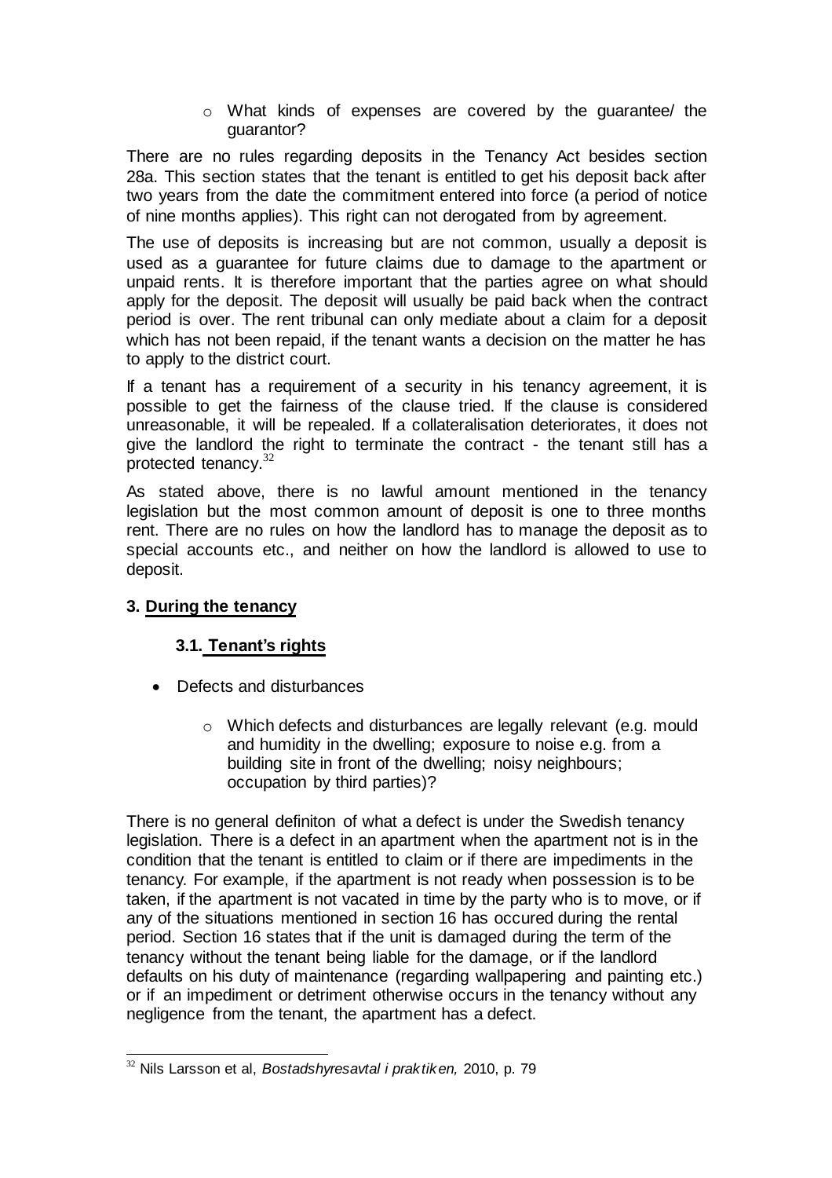- What kinds of expenses are covered by the guarantee/ the guarantor?

There are no rules regarding deposits in the Tenancy Act besides section 28a. This section states that the tenant is entitled to get his deposit back after two years from the date the commitment entered into force (a period of notice of nine months applies). This right can not derogated from by agreement.

The use of deposits is increasing but are not common, usually a deposit is used as a guarantee for future claims due to damage to the apartment or unpaid rents. It is therefore important that the parties agree on what should apply for the deposit. The deposit will usually be paid back when the contract period is over. The rent tribunal can only mediate about a claim for a deposit which has not been repaid, if the tenant wants a decision on the matter he has to apply to the district court.

If a tenant has a requirement of a security in his tenancy agreement, it is possible to get the fairness of the clause tried. If the clause is considered unreasonable, it will be repealed. If a collateralisation deteriorates, it does not give the landlord the right to terminate the contract - the tenant still has a protected tenancy.[32]

As stated above, there is no lawful amount mentioned in the tenancy legislation but the most common amount of deposit is one to three months rent. There are no rules on how the landlord has to manage the deposit as to special accounts etc., and neither on how the landlord is allowed to use to deposit.

## 3. During the tenancy

### 3.1. Tenant's rights

- Defects and disturbances
  - Which defects and disturbances are legally relevant (e.g. mould and humidity in the dwelling; exposure to noise e.g. from a building site in front of the dwelling; noisy neighbours; occupation by third parties)?

There is no general definiton of what a defect is under the Swedish tenancy legislation. There is a defect in an apartment when the apartment not is in the condition that the tenant is entitled to claim or if there are impediments in the tenancy. For example, if the apartment is not ready when possession is to be taken, if the apartment is not vacated in time by the party who is to move, or if any of the situations mentioned in section 16 has occured during the rental period. Section 16 states that if the unit is damaged during the term of the tenancy without the tenant being liable for the damage, or if the landlord defaults on his duty of maintenance (regarding wallpapering and painting etc.) or if an impediment or detriment otherwise occurs in the tenancy without any negligence from the tenant, the apartment has a defect.

---

[32] Nils Larsson et al, *Bostadshyresavtal i praktiken,* 2010, p. 79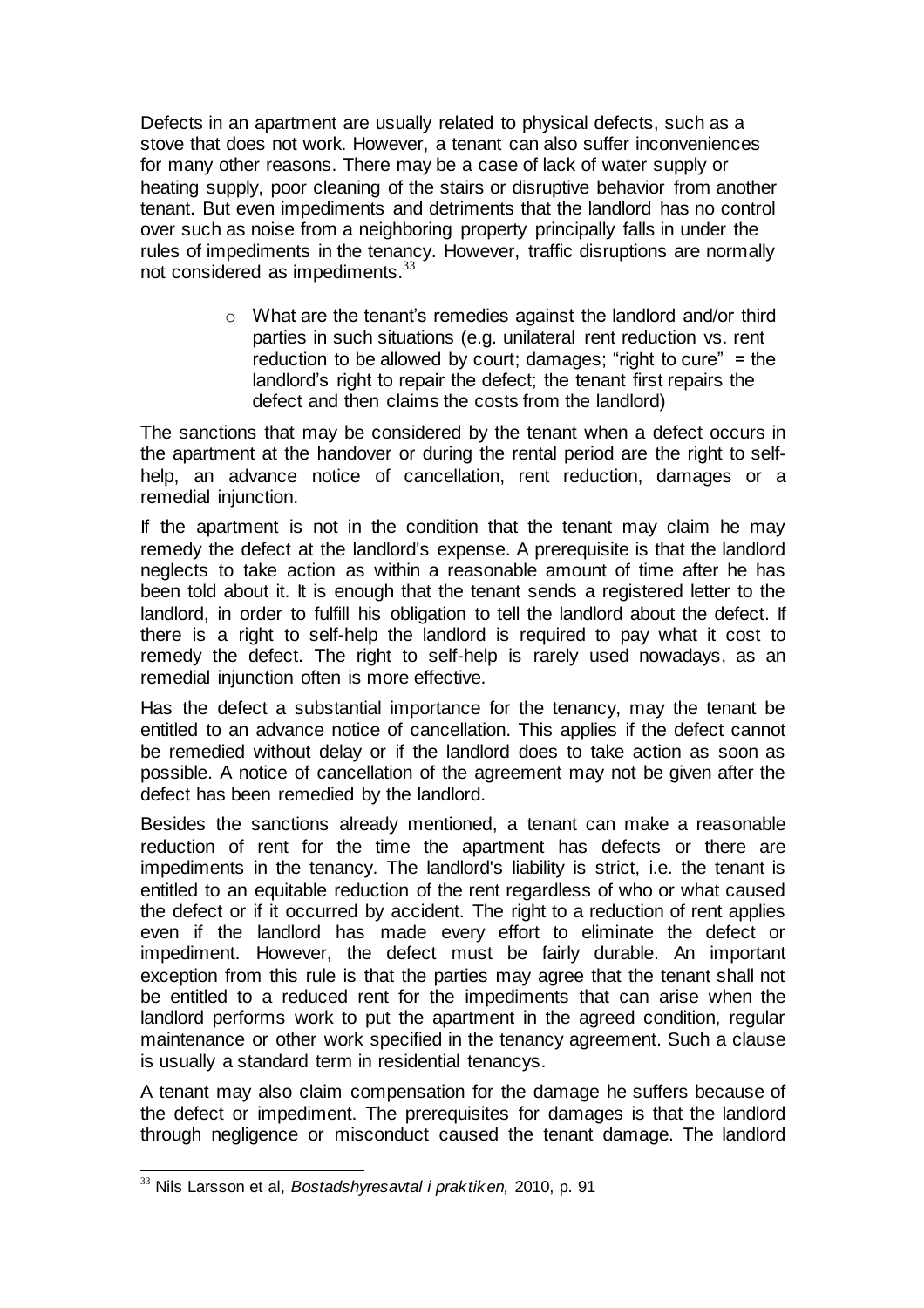Defects in an apartment are usually related to physical defects, such as a stove that does not work. However, a tenant can also suffer inconveniences for many other reasons. There may be a case of lack of water supply or heating supply, poor cleaning of the stairs or disruptive behavior from another tenant. But even impediments and detriments that the landlord has no control over such as noise from a neighboring property principally falls in under the rules of impediments in the tenancy. However, traffic disruptions are normally not considered as impediments.[33]

- What are the tenant's remedies against the landlord and/or third parties in such situations (e.g. unilateral rent reduction vs. rent reduction to be allowed by court; damages; "right to cure" = the landlord's right to repair the defect; the tenant first repairs the defect and then claims the costs from the landlord)

The sanctions that may be considered by the tenant when a defect occurs in the apartment at the handover or during the rental period are the right to self-help, an advance notice of cancellation, rent reduction, damages or a remedial injunction.

If the apartment is not in the condition that the tenant may claim he may remedy the defect at the landlord's expense. A prerequisite is that the landlord neglects to take action as within a reasonable amount of time after he has been told about it. It is enough that the tenant sends a registered letter to the landlord, in order to fulfill his obligation to tell the landlord about the defect. If there is a right to self-help the landlord is required to pay what it cost to remedy the defect. The right to self-help is rarely used nowadays, as an remedial injunction often is more effective.

Has the defect a substantial importance for the tenancy, may the tenant be entitled to an advance notice of cancellation. This applies if the defect cannot be remedied without delay or if the landlord does to take action as soon as possible. A notice of cancellation of the agreement may not be given after the defect has been remedied by the landlord.

Besides the sanctions already mentioned, a tenant can make a reasonable reduction of rent for the time the apartment has defects or there are impediments in the tenancy. The landlord's liability is strict, i.e. the tenant is entitled to an equitable reduction of the rent regardless of who or what caused the defect or if it occurred by accident. The right to a reduction of rent applies even if the landlord has made every effort to eliminate the defect or impediment. However, the defect must be fairly durable. An important exception from this rule is that the parties may agree that the tenant shall not be entitled to a reduced rent for the impediments that can arise when the landlord performs work to put the apartment in the agreed condition, regular maintenance or other work specified in the tenancy agreement. Such a clause is usually a standard term in residential tenancys.

A tenant may also claim compensation for the damage he suffers because of the defect or impediment. The prerequisites for damages is that the landlord through negligence or misconduct caused the tenant damage. The landlord

---

[33] Nils Larsson et al, *Bostadshyresavtal i praktiken,* 2010, p. 91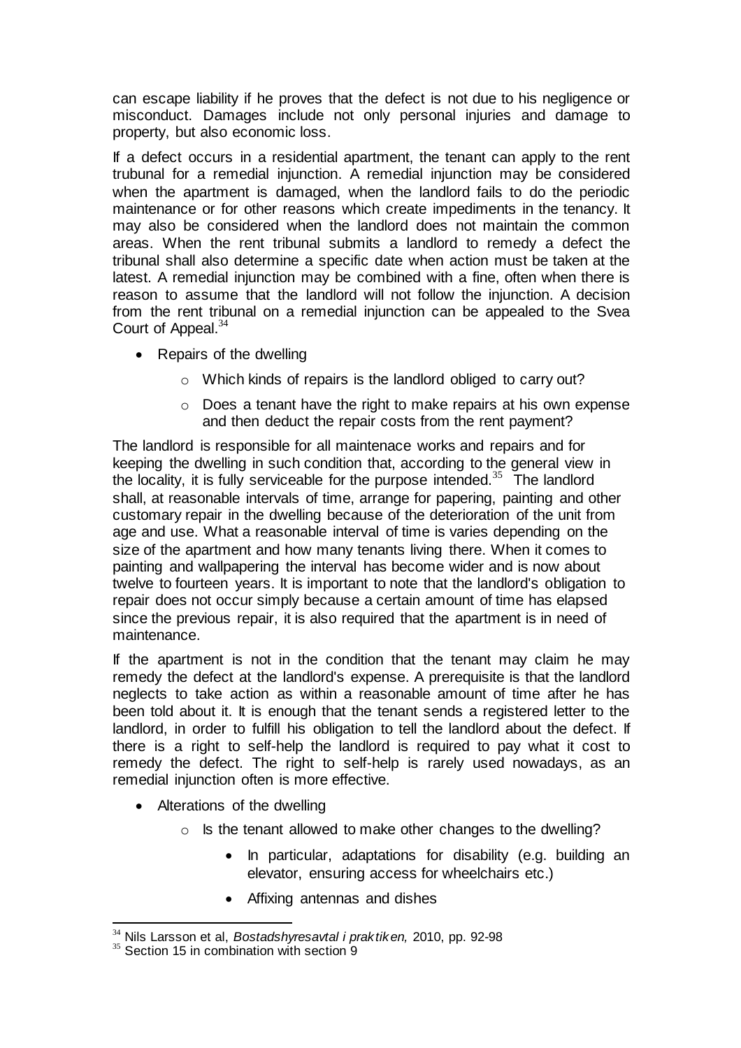can escape liability if he proves that the defect is not due to his negligence or misconduct. Damages include not only personal injuries and damage to property, but also economic loss.

If a defect occurs in a residential apartment, the tenant can apply to the rent trubunal for a remedial injunction. A remedial injunction may be considered when the apartment is damaged, when the landlord fails to do the periodic maintenance or for other reasons which create impediments in the tenancy. It may also be considered when the landlord does not maintain the common areas. When the rent tribunal submits a landlord to remedy a defect the tribunal shall also determine a specific date when action must be taken at the latest. A remedial injunction may be combined with a fine, often when there is reason to assume that the landlord will not follow the injunction. A decision from the rent tribunal on a remedial injunction can be appealed to the Svea Court of Appeal.[34]

- Repairs of the dwelling
    - Which kinds of repairs is the landlord obliged to carry out?
    - Does a tenant have the right to make repairs at his own expense and then deduct the repair costs from the rent payment?

The landlord is responsible for all maintenace works and repairs and for keeping the dwelling in such condition that, according to the general view in the locality, it is fully serviceable for the purpose intended.[35] The landlord shall, at reasonable intervals of time, arrange for papering, painting and other customary repair in the dwelling because of the deterioration of the unit from age and use. What a reasonable interval of time is varies depending on the size of the apartment and how many tenants living there. When it comes to painting and wallpapering the interval has become wider and is now about twelve to fourteen years. It is important to note that the landlord's obligation to repair does not occur simply because a certain amount of time has elapsed since the previous repair, it is also required that the apartment is in need of maintenance.

If the apartment is not in the condition that the tenant may claim he may remedy the defect at the landlord's expense. A prerequisite is that the landlord neglects to take action as within a reasonable amount of time after he has been told about it. It is enough that the tenant sends a registered letter to the landlord, in order to fulfill his obligation to tell the landlord about the defect. If there is a right to self-help the landlord is required to pay what it cost to remedy the defect. The right to self-help is rarely used nowadays, as an remedial injunction often is more effective.

- Alterations of the dwelling
    - Is the tenant allowed to make other changes to the dwelling?
        - In particular, adaptations for disability (e.g. building an elevator, ensuring access for wheelchairs etc.)
        - Affixing antennas and dishes

---

[34] Nils Larsson et al, *Bostadshyresavtal i praktiken,* 2010, pp. 92-98

[35] Section 15 in combination with section 9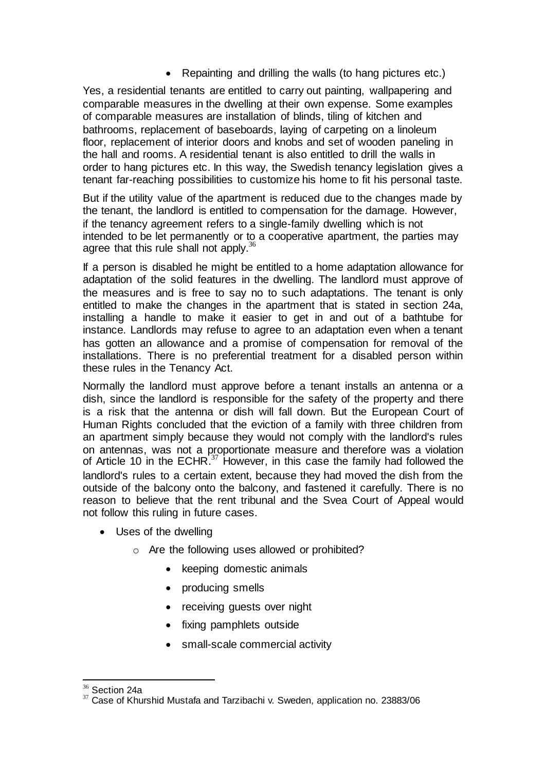- Repainting and drilling the walls (to hang pictures etc.)

Yes, a residential tenants are entitled to carry out painting, wallpapering and comparable measures in the dwelling at their own expense. Some examples of comparable measures are installation of blinds, tiling of kitchen and bathrooms, replacement of baseboards, laying of carpeting on a linoleum floor, replacement of interior doors and knobs and set of wooden paneling in the hall and rooms. A residential tenant is also entitled to drill the walls in order to hang pictures etc. In this way, the Swedish tenancy legislation gives a tenant far-reaching possibilities to customize his home to fit his personal taste.

But if the utility value of the apartment is reduced due to the changes made by the tenant, the landlord is entitled to compensation for the damage. However, if the tenancy agreement refers to a single-family dwelling which is not intended to be let permanently or to a cooperative apartment, the parties may agree that this rule shall not apply.[36]

If a person is disabled he might be entitled to a home adaptation allowance for adaptation of the solid features in the dwelling. The landlord must approve of the measures and is free to say no to such adaptations. The tenant is only entitled to make the changes in the apartment that is stated in section 24a, installing a handle to make it easier to get in and out of a bathtube for instance. Landlords may refuse to agree to an adaptation even when a tenant has gotten an allowance and a promise of compensation for removal of the installations. There is no preferential treatment for a disabled person within these rules in the Tenancy Act.

Normally the landlord must approve before a tenant installs an antenna or a dish, since the landlord is responsible for the safety of the property and there is a risk that the antenna or dish will fall down. But the European Court of Human Rights concluded that the eviction of a family with three children from an apartment simply because they would not comply with the landlord's rules on antennas, was not a proportionate measure and therefore was a violation of Article 10 in the ECHR.[37] However, in this case the family had followed the landlord's rules to a certain extent, because they had moved the dish from the outside of the balcony onto the balcony, and fastened it carefully. There is no reason to believe that the rent tribunal and the Svea Court of Appeal would not follow this ruling in future cases.

- Uses of the dwelling
  - Are the following uses allowed or prohibited?
    - keeping domestic animals
    - producing smells
    - receiving guests over night
    - fixing pamphlets outside
    - small-scale commercial activity

[36] Section 24a

[37] Case of Khurshid Mustafa and Tarzibachi v. Sweden, application no. 23883/06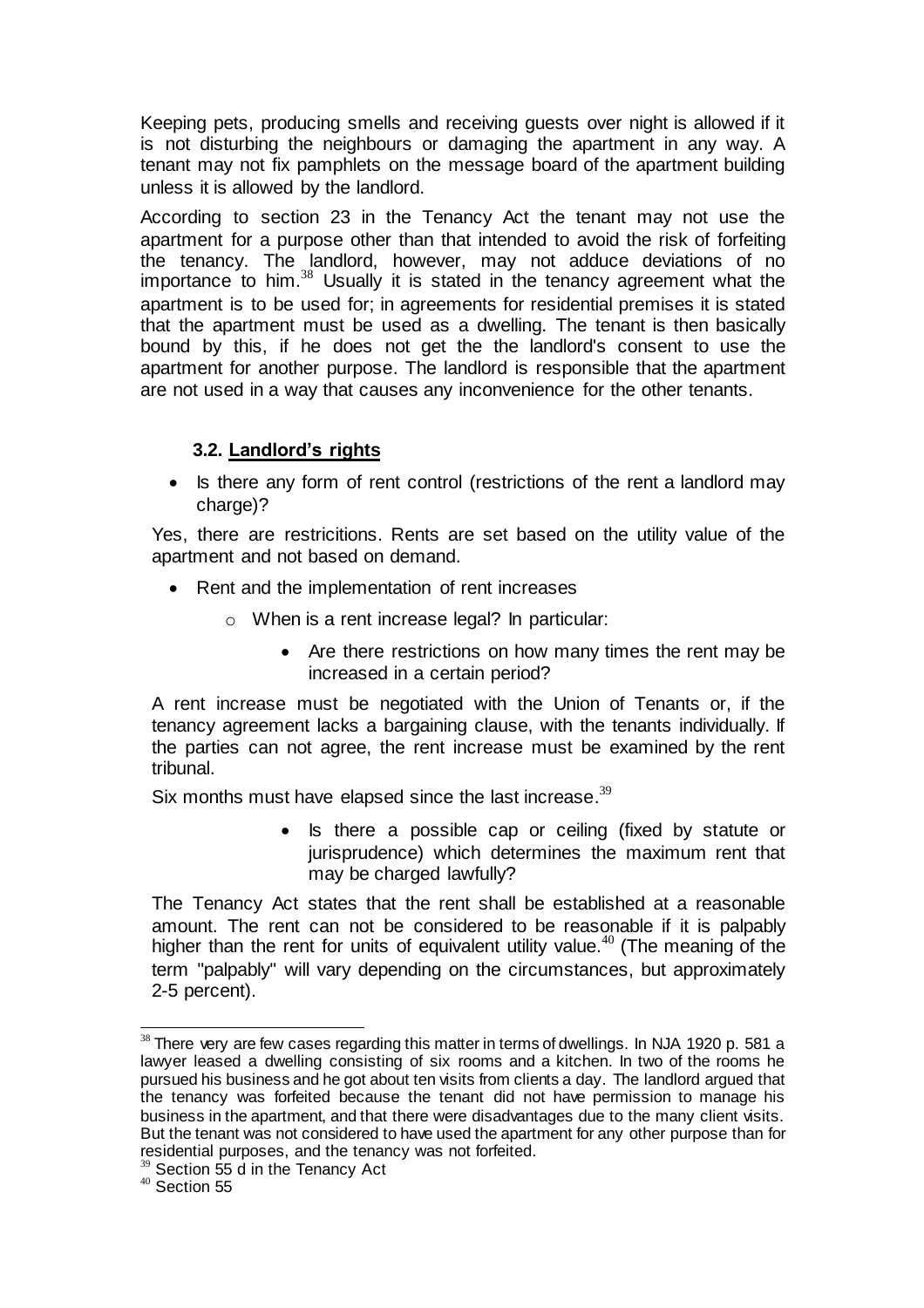Keeping pets, producing smells and receiving guests over night is allowed if it is not disturbing the neighbours or damaging the apartment in any way. A tenant may not fix pamphlets on the message board of the apartment building unless it is allowed by the landlord.

According to section 23 in the Tenancy Act the tenant may not use the apartment for a purpose other than that intended to avoid the risk of forfeiting the tenancy. The landlord, however, may not adduce deviations of no importance to him.[38] Usually it is stated in the tenancy agreement what the apartment is to be used for; in agreements for residential premises it is stated that the apartment must be used as a dwelling. The tenant is then basically bound by this, if he does not get the the landlord's consent to use the apartment for another purpose. The landlord is responsible that the apartment are not used in a way that causes any inconvenience for the other tenants.

### 3.2. Landlord's rights

- Is there any form of rent control (restrictions of the rent a landlord may charge)?

Yes, there are restricitions. Rents are set based on the utility value of the apartment and not based on demand.

- Rent and the implementation of rent increases
  - When is a rent increase legal? In particular:
    - Are there restrictions on how many times the rent may be increased in a certain period?

A rent increase must be negotiated with the Union of Tenants or, if the tenancy agreement lacks a bargaining clause, with the tenants individually. If the parties can not agree, the rent increase must be examined by the rent tribunal.

Six months must have elapsed since the last increase.[39]

- Is there a possible cap or ceiling (fixed by statute or jurisprudence) which determines the maximum rent that may be charged lawfully?

The Tenancy Act states that the rent shall be established at a reasonable amount. The rent can not be considered to be reasonable if it is palpably higher than the rent for units of equivalent utility value.[40] (The meaning of the term "palpably" will vary depending on the circumstances, but approximately 2-5 percent).

---

[38] There very are few cases regarding this matter in terms of dwellings. In NJA 1920 p. 581 a lawyer leased a dwelling consisting of six rooms and a kitchen. In two of the rooms he pursued his business and he got about ten visits from clients a day. The landlord argued that the tenancy was forfeited because the tenant did not have permission to manage his business in the apartment, and that there were disadvantages due to the many client visits. But the tenant was not considered to have used the apartment for any other purpose than for residential purposes, and the tenancy was not forfeited.

[39] Section 55 d in the Tenancy Act

[40] Section 55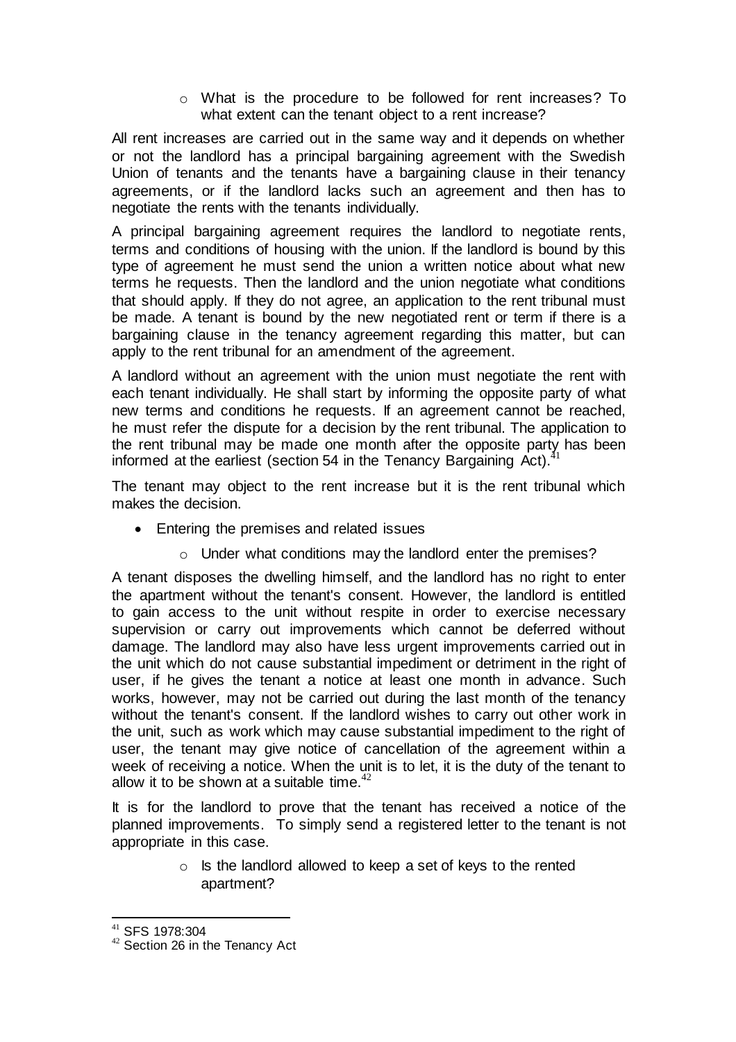- What is the procedure to be followed for rent increases? To what extent can the tenant object to a rent increase?

All rent increases are carried out in the same way and it depends on whether or not the landlord has a principal bargaining agreement with the Swedish Union of tenants and the tenants have a bargaining clause in their tenancy agreements, or if the landlord lacks such an agreement and then has to negotiate the rents with the tenants individually.

A principal bargaining agreement requires the landlord to negotiate rents, terms and conditions of housing with the union. If the landlord is bound by this type of agreement he must send the union a written notice about what new terms he requests. Then the landlord and the union negotiate what conditions that should apply. If they do not agree, an application to the rent tribunal must be made. A tenant is bound by the new negotiated rent or term if there is a bargaining clause in the tenancy agreement regarding this matter, but can apply to the rent tribunal for an amendment of the agreement.

A landlord without an agreement with the union must negotiate the rent with each tenant individually. He shall start by informing the opposite party of what new terms and conditions he requests. If an agreement cannot be reached, he must refer the dispute for a decision by the rent tribunal. The application to the rent tribunal may be made one month after the opposite party has been informed at the earliest (section 54 in the Tenancy Bargaining Act).[41]

The tenant may object to the rent increase but it is the rent tribunal which makes the decision.

- Entering the premises and related issues
  - Under what conditions may the landlord enter the premises?

A tenant disposes the dwelling himself, and the landlord has no right to enter the apartment without the tenant's consent. However, the landlord is entitled to gain access to the unit without respite in order to exercise necessary supervision or carry out improvements which cannot be deferred without damage. The landlord may also have less urgent improvements carried out in the unit which do not cause substantial impediment or detriment in the right of user, if he gives the tenant a notice at least one month in advance. Such works, however, may not be carried out during the last month of the tenancy without the tenant's consent. If the landlord wishes to carry out other work in the unit, such as work which may cause substantial impediment to the right of user, the tenant may give notice of cancellation of the agreement within a week of receiving a notice. When the unit is to let, it is the duty of the tenant to allow it to be shown at a suitable time.[42]

It is for the landlord to prove that the tenant has received a notice of the planned improvements. To simply send a registered letter to the tenant is not appropriate in this case.

  - Is the landlord allowed to keep a set of keys to the rented apartment?

---

[41] SFS 1978:304

[42] Section 26 in the Tenancy Act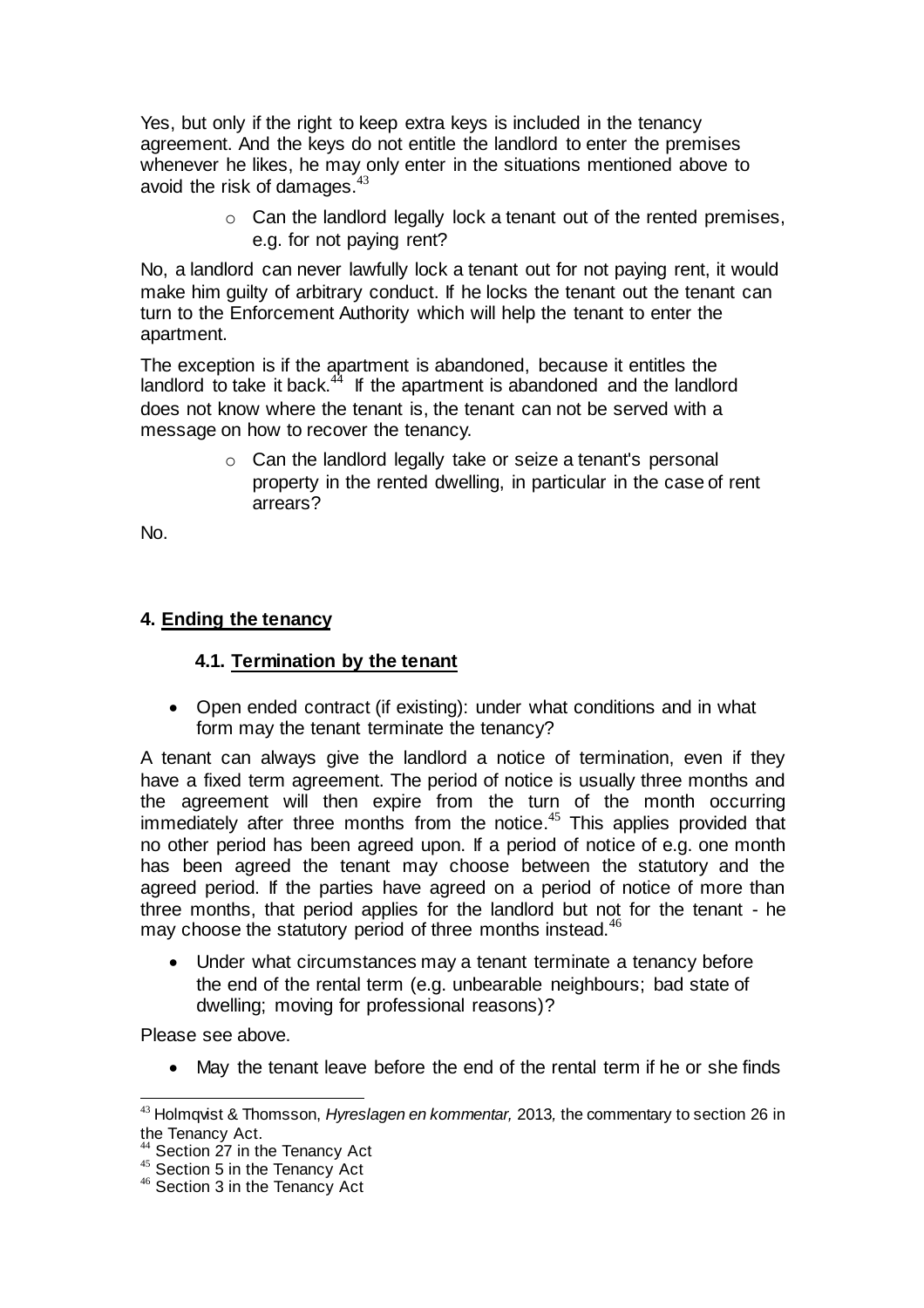Yes, but only if the right to keep extra keys is included in the tenancy agreement. And the keys do not entitle the landlord to enter the premises whenever he likes, he may only enter in the situations mentioned above to avoid the risk of damages.[43]

- Can the landlord legally lock a tenant out of the rented premises, e.g. for not paying rent?

No, a landlord can never lawfully lock a tenant out for not paying rent, it would make him guilty of arbitrary conduct. If he locks the tenant out the tenant can turn to the Enforcement Authority which will help the tenant to enter the apartment.

The exception is if the apartment is abandoned, because it entitles the landlord to take it back.[44] If the apartment is abandoned and the landlord does not know where the tenant is, the tenant can not be served with a message on how to recover the tenancy.

- Can the landlord legally take or seize a tenant's personal property in the rented dwelling, in particular in the case of rent arrears?

No.

## 4. Ending the tenancy

### 4.1. Termination by the tenant

- Open ended contract (if existing): under what conditions and in what form may the tenant terminate the tenancy?

A tenant can always give the landlord a notice of termination, even if they have a fixed term agreement. The period of notice is usually three months and the agreement will then expire from the turn of the month occurring immediately after three months from the notice.[45] This applies provided that no other period has been agreed upon. If a period of notice of e.g. one month has been agreed the tenant may choose between the statutory and the agreed period. If the parties have agreed on a period of notice of more than three months, that period applies for the landlord but not for the tenant - he may choose the statutory period of three months instead.[46]

- Under what circumstances may a tenant terminate a tenancy before the end of the rental term (e.g. unbearable neighbours; bad state of dwelling; moving for professional reasons)?

Please see above.

- May the tenant leave before the end of the rental term if he or she finds

---

[43] Holmqvist & Thomsson, *Hyreslagen en kommentar,* 2013*,* the commentary to section 26 in the Tenancy Act.

[44] Section 27 in the Tenancy Act

[45] Section 5 in the Tenancy Act

[46] Section 3 in the Tenancy Act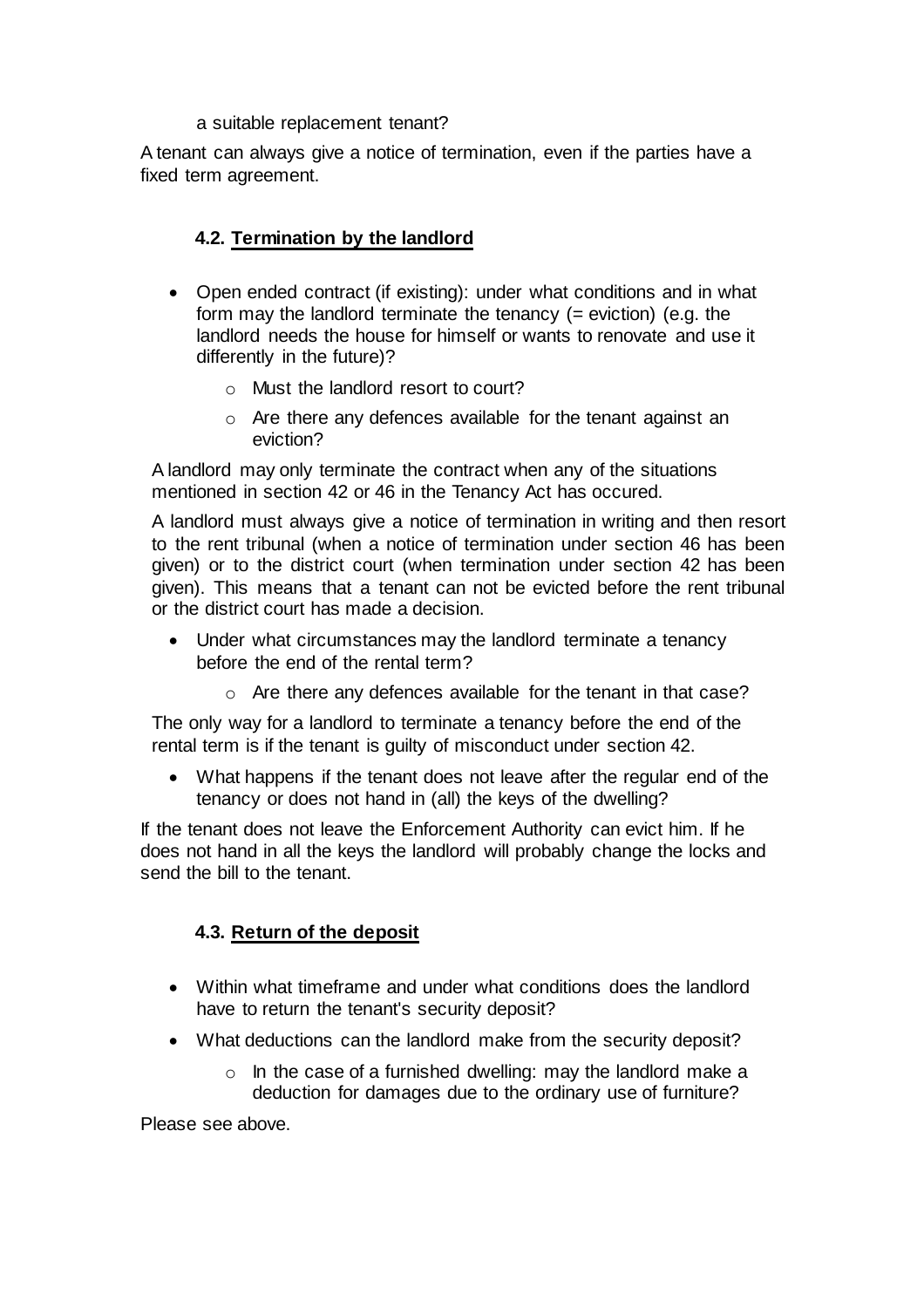a suitable replacement tenant?

A tenant can always give a notice of termination, even if the parties have a fixed term agreement.

### 4.2. Termination by the landlord

- Open ended contract (if existing): under what conditions and in what form may the landlord terminate the tenancy (= eviction) (e.g. the landlord needs the house for himself or wants to renovate and use it differently in the future)?
  - Must the landlord resort to court?
  - Are there any defences available for the tenant against an eviction?

A landlord may only terminate the contract when any of the situations mentioned in section 42 or 46 in the Tenancy Act has occured.

A landlord must always give a notice of termination in writing and then resort to the rent tribunal (when a notice of termination under section 46 has been given) or to the district court (when termination under section 42 has been given). This means that a tenant can not be evicted before the rent tribunal or the district court has made a decision.

- Under what circumstances may the landlord terminate a tenancy before the end of the rental term?
  - Are there any defences available for the tenant in that case?

The only way for a landlord to terminate a tenancy before the end of the rental term is if the tenant is guilty of misconduct under section 42.

- What happens if the tenant does not leave after the regular end of the tenancy or does not hand in (all) the keys of the dwelling?

If the tenant does not leave the Enforcement Authority can evict him. If he does not hand in all the keys the landlord will probably change the locks and send the bill to the tenant.

### 4.3. Return of the deposit

- Within what timeframe and under what conditions does the landlord have to return the tenant's security deposit?
- What deductions can the landlord make from the security deposit?
  - In the case of a furnished dwelling: may the landlord make a deduction for damages due to the ordinary use of furniture?

Please see above.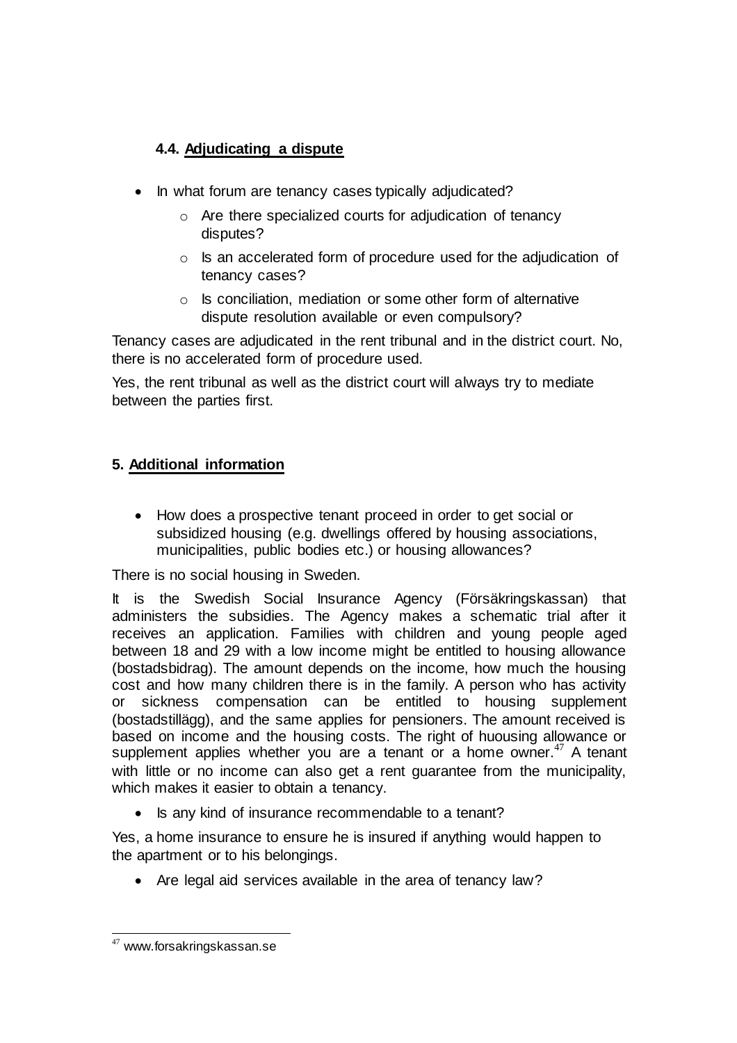### 4.4. Adjudicating a dispute

- In what forum are tenancy cases typically adjudicated?
  - Are there specialized courts for adjudication of tenancy disputes?
  - Is an accelerated form of procedure used for the adjudication of tenancy cases?
  - Is conciliation, mediation or some other form of alternative dispute resolution available or even compulsory?

Tenancy cases are adjudicated in the rent tribunal and in the district court. No, there is no accelerated form of procedure used.

Yes, the rent tribunal as well as the district court will always try to mediate between the parties first.

## 5. Additional information

- How does a prospective tenant proceed in order to get social or subsidized housing (e.g. dwellings offered by housing associations, municipalities, public bodies etc.) or housing allowances?

There is no social housing in Sweden.

It is the Swedish Social Insurance Agency (Försäkringskassan) that administers the subsidies. The Agency makes a schematic trial after it receives an application. Families with children and young people aged between 18 and 29 with a low income might be entitled to housing allowance (bostadsbidrag). The amount depends on the income, how much the housing cost and how many children there is in the family. A person who has activity or sickness compensation can be entitled to housing supplement (bostadstillägg), and the same applies for pensioners. The amount received is based on income and the housing costs. The right of huousing allowance or supplement applies whether you are a tenant or a home owner.[47] A tenant with little or no income can also get a rent guarantee from the municipality, which makes it easier to obtain a tenancy.

- Is any kind of insurance recommendable to a tenant?

Yes, a home insurance to ensure he is insured if anything would happen to the apartment or to his belongings.

- Are legal aid services available in the area of tenancy law?

[47] www.forsakringskassan.se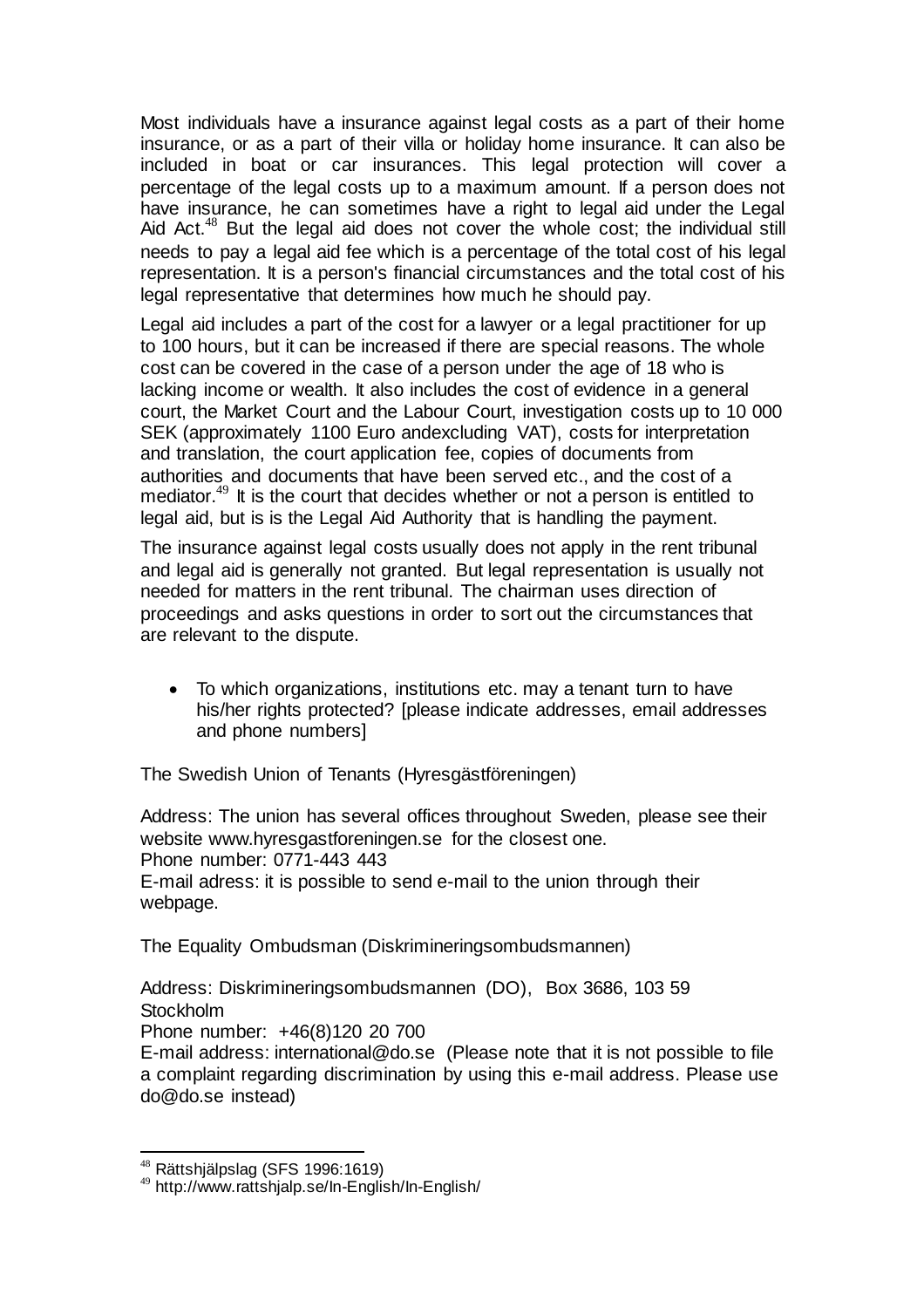Most individuals have a insurance against legal costs as a part of their home insurance, or as a part of their villa or holiday home insurance. It can also be included in boat or car insurances. This legal protection will cover a percentage of the legal costs up to a maximum amount. If a person does not have insurance, he can sometimes have a right to legal aid under the Legal Aid Act.[48] But the legal aid does not cover the whole cost; the individual still needs to pay a legal aid fee which is a percentage of the total cost of his legal representation. It is a person's financial circumstances and the total cost of his legal representative that determines how much he should pay.

Legal aid includes a part of the cost for a lawyer or a legal practitioner for up to 100 hours, but it can be increased if there are special reasons. The whole cost can be covered in the case of a person under the age of 18 who is lacking income or wealth. It also includes the cost of evidence in a general court, the Market Court and the Labour Court, investigation costs up to 10 000 SEK (approximately 1100 Euro andexcluding VAT), costs for interpretation and translation, the court application fee, copies of documents from authorities and documents that have been served etc., and the cost of a mediator.[49] It is the court that decides whether or not a person is entitled to legal aid, but is is the Legal Aid Authority that is handling the payment.

The insurance against legal costs usually does not apply in the rent tribunal and legal aid is generally not granted. But legal representation is usually not needed for matters in the rent tribunal. The chairman uses direction of proceedings and asks questions in order to sort out the circumstances that are relevant to the dispute.

- To which organizations, institutions etc. may a tenant turn to have his/her rights protected? [please indicate addresses, email addresses and phone numbers]

The Swedish Union of Tenants (Hyresgästföreningen)

Address: The union has several offices throughout Sweden, please see their website www.hyresgastforeningen.se for the closest one.
Phone number: 0771-443 443
E-mail adress: it is possible to send e-mail to the union through their webpage.

The Equality Ombudsman (Diskrimineringsombudsmannen)

Address: Diskrimineringsombudsmannen (DO), Box 3686, 103 59 Stockholm
Phone number: +46(8)120 20 700
E-mail address: international@do.se (Please note that it is not possible to file a complaint regarding discrimination by using this e-mail address. Please use do@do.se instead)

---

[48] Rättshjälpslag (SFS 1996:1619)
[49] http://www.rattshjalp.se/In-English/In-English/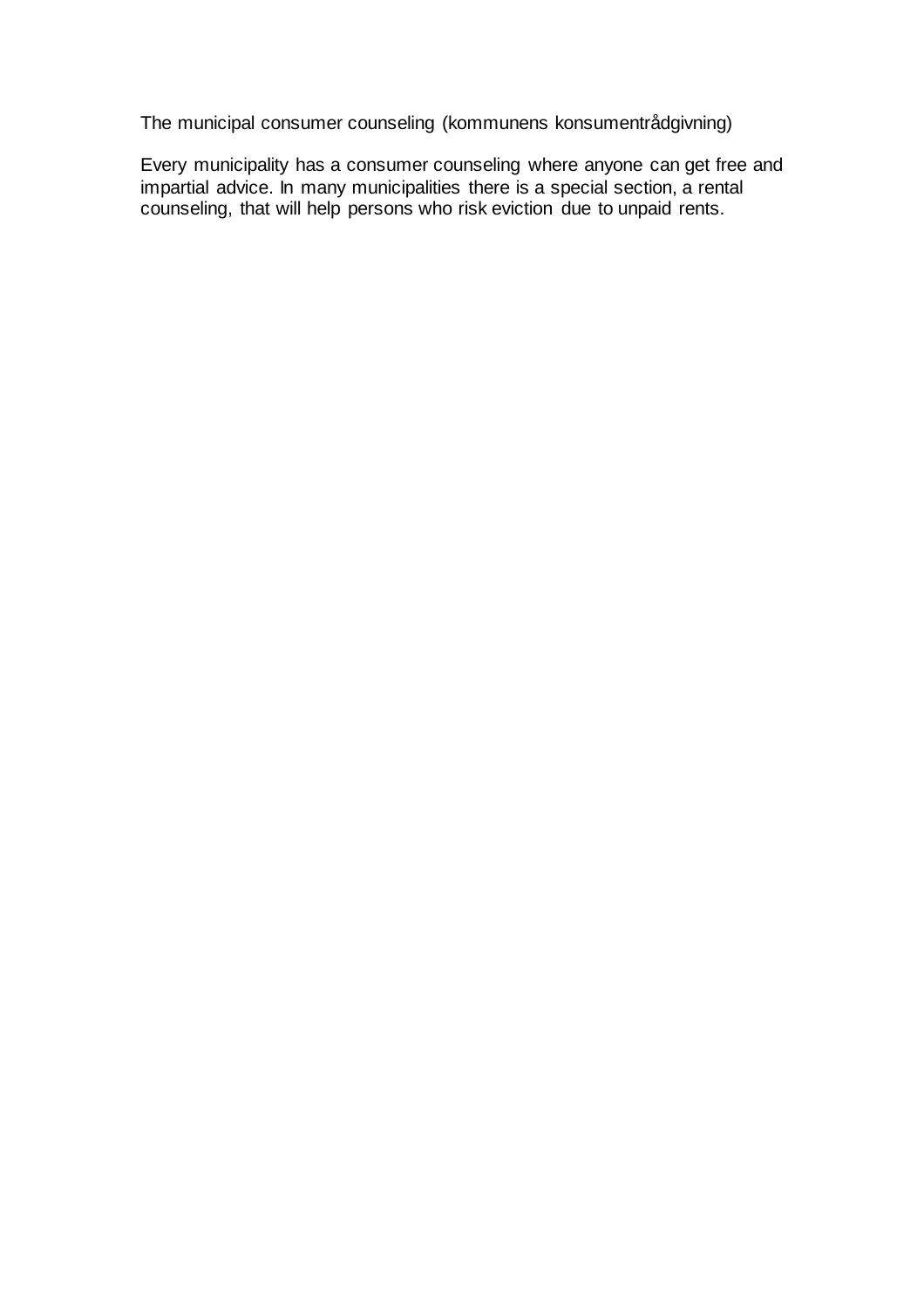The municipal consumer counseling (kommunens konsumentrådgivning)

Every municipality has a consumer counseling where anyone can get free and impartial advice. In many municipalities there is a special section, a rental counseling, that will help persons who risk eviction due to unpaid rents.